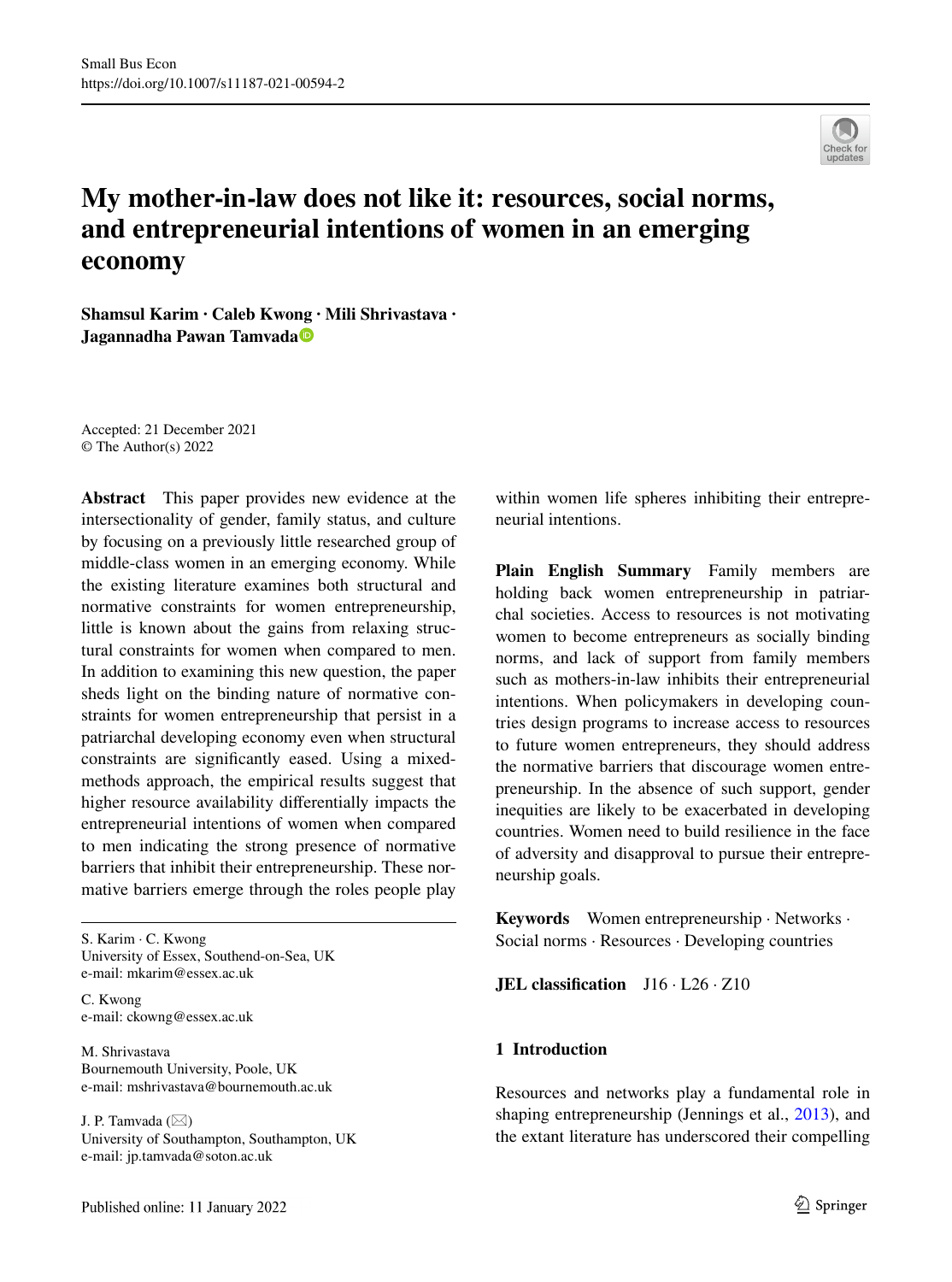# My mother-in-law does not like it: resources, social norms, and entrepreneurial intentions of women in an emerging economy

**Shamsul Karim · Caleb Kwong · Mili Shrivastava · Jagannadha Pawan Tamvada**

Accepted: 21 December 2021
© The Author(s) 2022

**Abstract** This paper provides new evidence at the intersectionality of gender, family status, and culture by focusing on a previously little researched group of middle-class women in an emerging economy. While the existing literature examines both structural and normative constraints for women entrepreneurship, little is known about the gains from relaxing structural constraints for women when compared to men. In addition to examining this new question, the paper sheds light on the binding nature of normative constraints for women entrepreneurship that persist in a patriarchal developing economy even when structural constraints are significantly eased. Using a mixed-methods approach, the empirical results suggest that higher resource availability differentially impacts the entrepreneurial intentions of women when compared to men indicating the strong presence of normative barriers that inhibit their entrepreneurship. These normative barriers emerge through the roles people play within women life spheres inhibiting their entrepreneurial intentions.

**Plain English Summary** Family members are holding back women entrepreneurship in patriarchal societies. Access to resources is not motivating women to become entrepreneurs as socially binding norms, and lack of support from family members such as mothers-in-law inhibits their entrepreneurial intentions. When policymakers in developing countries design programs to increase access to resources to future women entrepreneurs, they should address the normative barriers that discourage women entrepreneurship. In the absence of such support, gender inequities are likely to be exacerbated in developing countries. Women need to build resilience in the face of adversity and disapproval to pursue their entrepreneurship goals.

**Keywords** Women entrepreneurship · Networks · Social norms · Resources · Developing countries

**JEL classification** J16 · L26 · Z10

S. Karim · C. Kwong
University of Essex, Southend-on-Sea, UK
e-mail: mkarim@essex.ac.uk

C. Kwong
e-mail: ckowng@essex.ac.uk

M. Shrivastava
Bournemouth University, Poole, UK
e-mail: mshrivastava@bournemouth.ac.uk

J. P. Tamvada (✉)
University of Southampton, Southampton, UK
e-mail: jp.tamvada@soton.ac.uk

## 1 Introduction

Resources and networks play a fundamental role in shaping entrepreneurship (Jennings et al., 2013), and the extant literature has underscored their compelling

Published online: 11 January 2022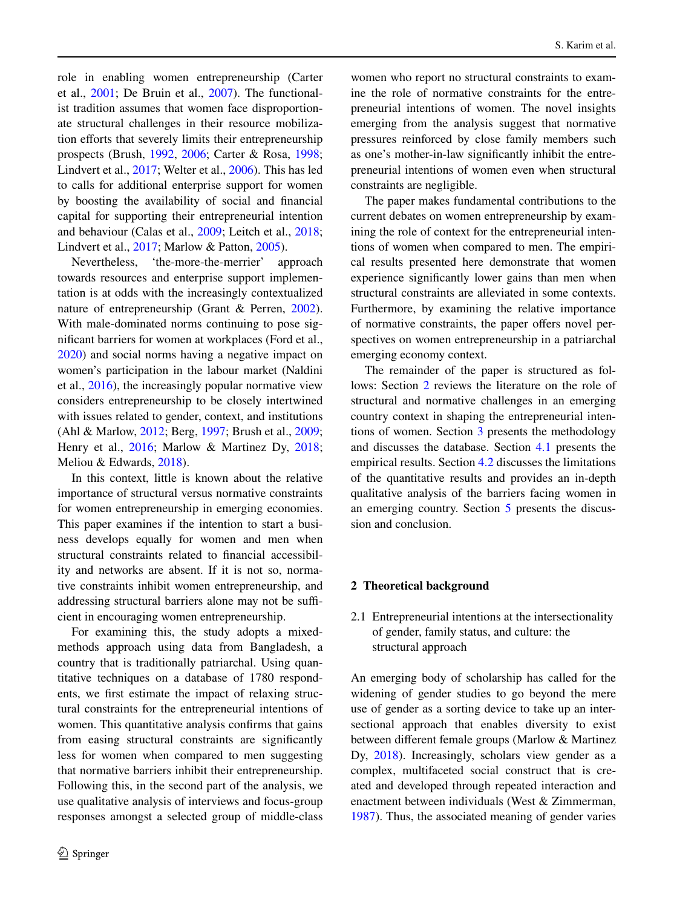role in enabling women entrepreneurship (Carter et al., 2001; De Bruin et al., 2007). The functionalist tradition assumes that women face disproportionate structural challenges in their resource mobilization efforts that severely limits their entrepreneurship prospects (Brush, 1992, 2006; Carter & Rosa, 1998; Lindvert et al., 2017; Welter et al., 2006). This has led to calls for additional enterprise support for women by boosting the availability of social and financial capital for supporting their entrepreneurial intention and behaviour (Calas et al., 2009; Leitch et al., 2018; Lindvert et al., 2017; Marlow & Patton, 2005).

Nevertheless, 'the-more-the-merrier' approach towards resources and enterprise support implementation is at odds with the increasingly contextualized nature of entrepreneurship (Grant & Perren, 2002). With male-dominated norms continuing to pose significant barriers for women at workplaces (Ford et al., 2020) and social norms having a negative impact on women's participation in the labour market (Naldini et al., 2016), the increasingly popular normative view considers entrepreneurship to be closely intertwined with issues related to gender, context, and institutions (Ahl & Marlow, 2012; Berg, 1997; Brush et al., 2009; Henry et al., 2016; Marlow & Martinez Dy, 2018; Meliou & Edwards, 2018).

In this context, little is known about the relative importance of structural versus normative constraints for women entrepreneurship in emerging economies. This paper examines if the intention to start a business develops equally for women and men when structural constraints related to financial accessibility and networks are absent. If it is not so, normative constraints inhibit women entrepreneurship, and addressing structural barriers alone may not be sufficient in encouraging women entrepreneurship.

For examining this, the study adopts a mixed-methods approach using data from Bangladesh, a country that is traditionally patriarchal. Using quantitative techniques on a database of 1780 respondents, we first estimate the impact of relaxing structural constraints for the entrepreneurial intentions of women. This quantitative analysis confirms that gains from easing structural constraints are significantly less for women when compared to men suggesting that normative barriers inhibit their entrepreneurship. Following this, in the second part of the analysis, we use qualitative analysis of interviews and focus-group responses amongst a selected group of middle-class women who report no structural constraints to examine the role of normative constraints for the entrepreneurial intentions of women. The novel insights emerging from the analysis suggest that normative pressures reinforced by close family members such as one's mother-in-law significantly inhibit the entrepreneurial intentions of women even when structural constraints are negligible.

The paper makes fundamental contributions to the current debates on women entrepreneurship by examining the role of context for the entrepreneurial intentions of women when compared to men. The empirical results presented here demonstrate that women experience significantly lower gains than men when structural constraints are alleviated in some contexts. Furthermore, by examining the relative importance of normative constraints, the paper offers novel perspectives on women entrepreneurship in a patriarchal emerging economy context.

The remainder of the paper is structured as follows: Section 2 reviews the literature on the role of structural and normative challenges in an emerging country context in shaping the entrepreneurial intentions of women. Section 3 presents the methodology and discusses the database. Section 4.1 presents the empirical results. Section 4.2 discusses the limitations of the quantitative results and provides an in-depth qualitative analysis of the barriers facing women in an emerging country. Section 5 presents the discussion and conclusion.

## 2 Theoretical background

### 2.1 Entrepreneurial intentions at the intersectionality of gender, family status, and culture: the structural approach

An emerging body of scholarship has called for the widening of gender studies to go beyond the mere use of gender as a sorting device to take up an intersectional approach that enables diversity to exist between different female groups (Marlow & Martinez Dy, 2018). Increasingly, scholars view gender as a complex, multifaceted social construct that is created and developed through repeated interaction and enactment between individuals (West & Zimmerman, 1987). Thus, the associated meaning of gender varies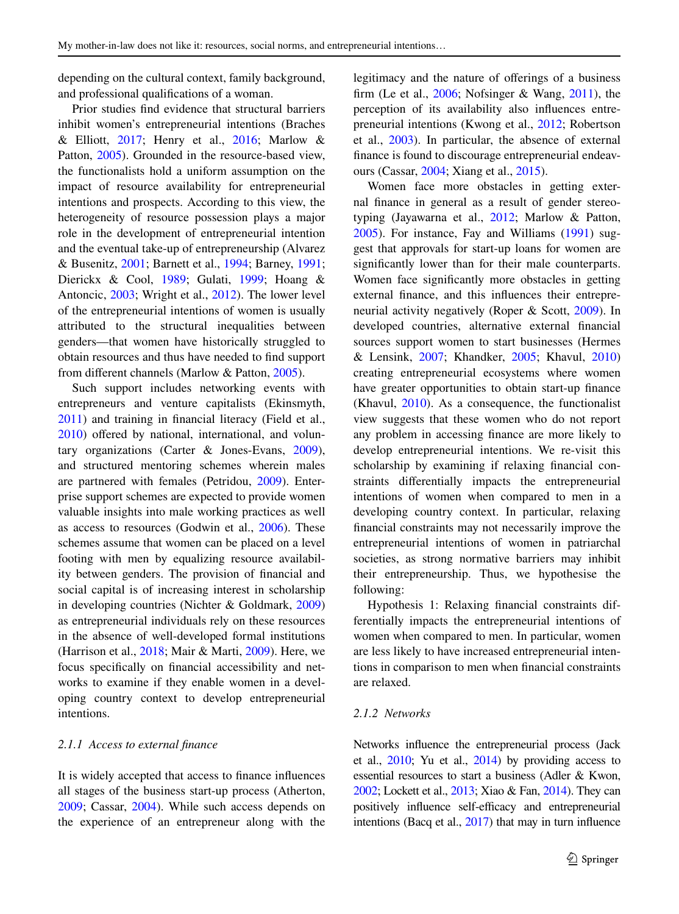depending on the cultural context, family background, and professional qualifications of a woman.

Prior studies find evidence that structural barriers inhibit women's entrepreneurial intentions (Braches & Elliott, 2017; Henry et al., 2016; Marlow & Patton, 2005). Grounded in the resource-based view, the functionalists hold a uniform assumption on the impact of resource availability for entrepreneurial intentions and prospects. According to this view, the heterogeneity of resource possession plays a major role in the development of entrepreneurial intention and the eventual take-up of entrepreneurship (Alvarez & Busenitz, 2001; Barnett et al., 1994; Barney, 1991; Dierickx & Cool, 1989; Gulati, 1999; Hoang & Antoncic, 2003; Wright et al., 2012). The lower level of the entrepreneurial intentions of women is usually attributed to the structural inequalities between genders—that women have historically struggled to obtain resources and thus have needed to find support from different channels (Marlow & Patton, 2005).

Such support includes networking events with entrepreneurs and venture capitalists (Ekinsmyth, 2011) and training in financial literacy (Field et al., 2010) offered by national, international, and voluntary organizations (Carter & Jones-Evans, 2009), and structured mentoring schemes wherein males are partnered with females (Petridou, 2009). Enterprise support schemes are expected to provide women valuable insights into male working practices as well as access to resources (Godwin et al., 2006). These schemes assume that women can be placed on a level footing with men by equalizing resource availability between genders. The provision of financial and social capital is of increasing interest in scholarship in developing countries (Nichter & Goldmark, 2009) as entrepreneurial individuals rely on these resources in the absence of well-developed formal institutions (Harrison et al., 2018; Mair & Marti, 2009). Here, we focus specifically on financial accessibility and networks to examine if they enable women in a developing country context to develop entrepreneurial intentions.

### 2.1.1 Access to external finance

It is widely accepted that access to finance influences all stages of the business start-up process (Atherton, 2009; Cassar, 2004). While such access depends on the experience of an entrepreneur along with the legitimacy and the nature of offerings of a business firm (Le et al., 2006; Nofsinger & Wang, 2011), the perception of its availability also influences entrepreneurial intentions (Kwong et al., 2012; Robertson et al., 2003). In particular, the absence of external finance is found to discourage entrepreneurial endeavours (Cassar, 2004; Xiang et al., 2015).

Women face more obstacles in getting external finance in general as a result of gender stereotyping (Jayawarna et al., 2012; Marlow & Patton, 2005). For instance, Fay and Williams (1991) suggest that approvals for start-up loans for women are significantly lower than for their male counterparts. Women face significantly more obstacles in getting external finance, and this influences their entrepreneurial activity negatively (Roper & Scott, 2009). In developed countries, alternative external financial sources support women to start businesses (Hermes & Lensink, 2007; Khandker, 2005; Khavul, 2010) creating entrepreneurial ecosystems where women have greater opportunities to obtain start-up finance (Khavul, 2010). As a consequence, the functionalist view suggests that these women who do not report any problem in accessing finance are more likely to develop entrepreneurial intentions. We re-visit this scholarship by examining if relaxing financial constraints differentially impacts the entrepreneurial intentions of women when compared to men in a developing country context. In particular, relaxing financial constraints may not necessarily improve the entrepreneurial intentions of women in patriarchal societies, as strong normative barriers may inhibit their entrepreneurship. Thus, we hypothesise the following:

Hypothesis 1: Relaxing financial constraints differentially impacts the entrepreneurial intentions of women when compared to men. In particular, women are less likely to have increased entrepreneurial intentions in comparison to men when financial constraints are relaxed.

### 2.1.2 Networks

Networks influence the entrepreneurial process (Jack et al., 2010; Yu et al., 2014) by providing access to essential resources to start a business (Adler & Kwon, 2002; Lockett et al., 2013; Xiao & Fan, 2014). They can positively influence self-efficacy and entrepreneurial intentions (Bacq et al., 2017) that may in turn influence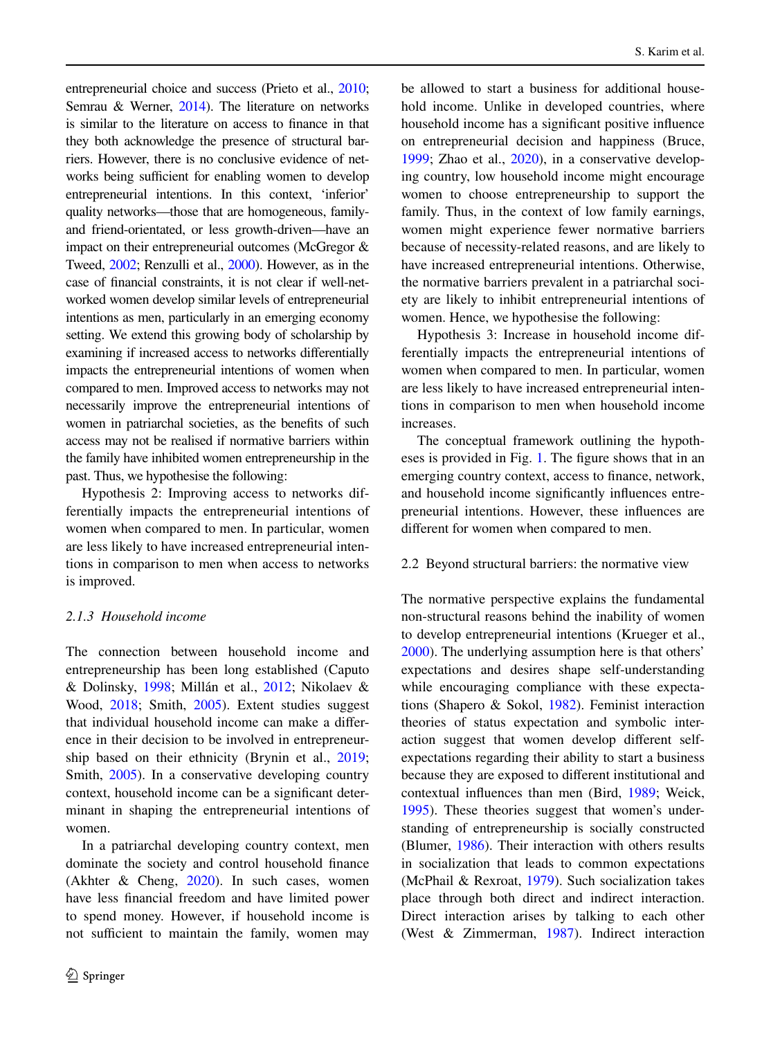entrepreneurial choice and success (Prieto et al., 2010; Semrau & Werner, 2014). The literature on networks is similar to the literature on access to finance in that they both acknowledge the presence of structural barriers. However, there is no conclusive evidence of networks being sufficient for enabling women to develop entrepreneurial intentions. In this context, 'inferior' quality networks—those that are homogeneous, family- and friend-orientated, or less growth-driven—have an impact on their entrepreneurial outcomes (McGregor & Tweed, 2002; Renzulli et al., 2000). However, as in the case of financial constraints, it is not clear if well-networked women develop similar levels of entrepreneurial intentions as men, particularly in an emerging economy setting. We extend this growing body of scholarship by examining if increased access to networks differentially impacts the entrepreneurial intentions of women when compared to men. Improved access to networks may not necessarily improve the entrepreneurial intentions of women in patriarchal societies, as the benefits of such access may not be realised if normative barriers within the family have inhibited women entrepreneurship in the past. Thus, we hypothesise the following:

Hypothesis 2: Improving access to networks differentially impacts the entrepreneurial intentions of women when compared to men. In particular, women are less likely to have increased entrepreneurial intentions in comparison to men when access to networks is improved.

#### 2.1.3 Household income

The connection between household income and entrepreneurship has been long established (Caputo & Dolinsky, 1998; Millán et al., 2012; Nikolaev & Wood, 2018; Smith, 2005). Extent studies suggest that individual household income can make a difference in their decision to be involved in entrepreneurship based on their ethnicity (Brynin et al., 2019; Smith, 2005). In a conservative developing country context, household income can be a significant determinant in shaping the entrepreneurial intentions of women.

In a patriarchal developing country context, men dominate the society and control household finance (Akhter & Cheng, 2020). In such cases, women have less financial freedom and have limited power to spend money. However, if household income is not sufficient to maintain the family, women may be allowed to start a business for additional household income. Unlike in developed countries, where household income has a significant positive influence on entrepreneurial decision and happiness (Bruce, 1999; Zhao et al., 2020), in a conservative developing country, low household income might encourage women to choose entrepreneurship to support the family. Thus, in the context of low family earnings, women might experience fewer normative barriers because of necessity-related reasons, and are likely to have increased entrepreneurial intentions. Otherwise, the normative barriers prevalent in a patriarchal society are likely to inhibit entrepreneurial intentions of women. Hence, we hypothesise the following:

Hypothesis 3: Increase in household income differentially impacts the entrepreneurial intentions of women when compared to men. In particular, women are less likely to have increased entrepreneurial intentions in comparison to men when household income increases.

The conceptual framework outlining the hypotheses is provided in Fig. 1. The figure shows that in an emerging country context, access to finance, network, and household income significantly influences entrepreneurial intentions. However, these influences are different for women when compared to men.

### 2.2 Beyond structural barriers: the normative view

The normative perspective explains the fundamental non-structural reasons behind the inability of women to develop entrepreneurial intentions (Krueger et al., 2000). The underlying assumption here is that others' expectations and desires shape self-understanding while encouraging compliance with these expectations (Shapero & Sokol, 1982). Feminist interaction theories of status expectation and symbolic interaction suggest that women develop different self-expectations regarding their ability to start a business because they are exposed to different institutional and contextual influences than men (Bird, 1989; Weick, 1995). These theories suggest that women's understanding of entrepreneurship is socially constructed (Blumer, 1986). Their interaction with others results in socialization that leads to common expectations (McPhail & Rexroat, 1979). Such socialization takes place through both direct and indirect interaction. Direct interaction arises by talking to each other (West & Zimmerman, 1987). Indirect interaction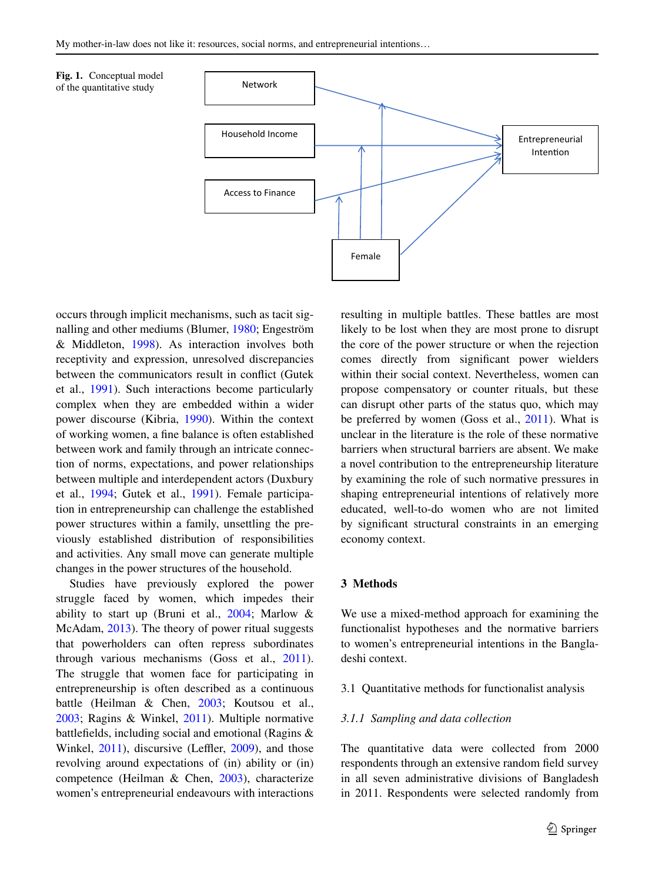**Fig. 1.** Conceptual model of the quantitative study

occurs through implicit mechanisms, such as tacit signalling and other mediums (Blumer, 1980; Engeström & Middleton, 1998). As interaction involves both receptivity and expression, unresolved discrepancies between the communicators result in conflict (Gutek et al., 1991). Such interactions become particularly complex when they are embedded within a wider power discourse (Kibria, 1990). Within the context of working women, a fine balance is often established between work and family through an intricate connection of norms, expectations, and power relationships between multiple and interdependent actors (Duxbury et al., 1994; Gutek et al., 1991). Female participation in entrepreneurship can challenge the established power structures within a family, unsettling the previously established distribution of responsibilities and activities. Any small move can generate multiple changes in the power structures of the household.

Studies have previously explored the power struggle faced by women, which impedes their ability to start up (Bruni et al., 2004; Marlow & McAdam, 2013). The theory of power ritual suggests that powerholders can often repress subordinates through various mechanisms (Goss et al., 2011). The struggle that women face for participating in entrepreneurship is often described as a continuous battle (Heilman & Chen, 2003; Koutsou et al., 2003; Ragins & Winkel, 2011). Multiple normative battlefields, including social and emotional (Ragins & Winkel, 2011), discursive (Leffler, 2009), and those revolving around expectations of (in) ability or (in) competence (Heilman & Chen, 2003), characterize women's entrepreneurial endeavours with interactions resulting in multiple battles. These battles are most likely to be lost when they are most prone to disrupt the core of the power structure or when the rejection comes directly from significant power wielders within their social context. Nevertheless, women can propose compensatory or counter rituals, but these can disrupt other parts of the status quo, which may be preferred by women (Goss et al., 2011). What is unclear in the literature is the role of these normative barriers when structural barriers are absent. We make a novel contribution to the entrepreneurship literature by examining the role of such normative pressures in shaping entrepreneurial intentions of relatively more educated, well-to-do women who are not limited by significant structural constraints in an emerging economy context.

## 3 Methods

We use a mixed-method approach for examining the functionalist hypotheses and the normative barriers to women's entrepreneurial intentions in the Bangladeshi context.

### 3.1 Quantitative methods for functionalist analysis

#### *3.1.1 Sampling and data collection*

The quantitative data were collected from 2000 respondents through an extensive random field survey in all seven administrative divisions of Bangladesh in 2011. Respondents were selected randomly from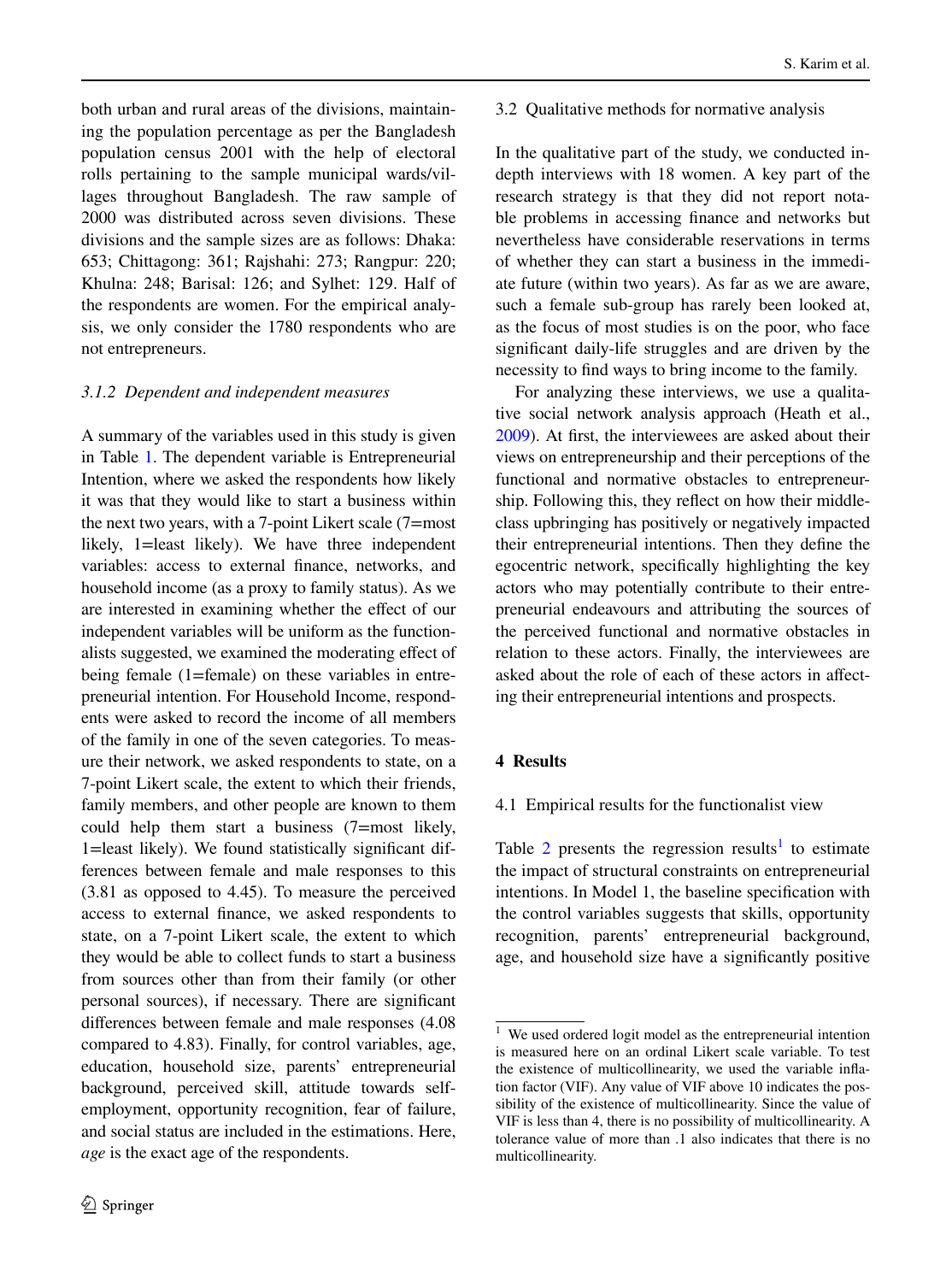both urban and rural areas of the divisions, maintaining the population percentage as per the Bangladesh population census 2001 with the help of electoral rolls pertaining to the sample municipal wards/villages throughout Bangladesh. The raw sample of 2000 was distributed across seven divisions. These divisions and the sample sizes are as follows: Dhaka: 653; Chittagong: 361; Rajshahi: 273; Rangpur: 220; Khulna: 248; Barisal: 126; and Sylhet: 129. Half of the respondents are women. For the empirical analysis, we only consider the 1780 respondents who are not entrepreneurs.

#### *3.1.2 Dependent and independent measures*

A summary of the variables used in this study is given in Table 1. The dependent variable is Entrepreneurial Intention, where we asked the respondents how likely it was that they would like to start a business within the next two years, with a 7-point Likert scale (7=most likely, 1=least likely). We have three independent variables: access to external finance, networks, and household income (as a proxy to family status). As we are interested in examining whether the effect of our independent variables will be uniform as the functionalists suggested, we examined the moderating effect of being female (1=female) on these variables in entrepreneurial intention. For Household Income, respondents were asked to record the income of all members of the family in one of the seven categories. To measure their network, we asked respondents to state, on a 7-point Likert scale, the extent to which their friends, family members, and other people are known to them could help them start a business (7=most likely, 1=least likely). We found statistically significant differences between female and male responses to this (3.81 as opposed to 4.45). To measure the perceived access to external finance, we asked respondents to state, on a 7-point Likert scale, the extent to which they would be able to collect funds to start a business from sources other than from their family (or other personal sources), if necessary. There are significant differences between female and male responses (4.08 compared to 4.83). Finally, for control variables, age, education, household size, parents' entrepreneurial background, perceived skill, attitude towards self-employment, opportunity recognition, fear of failure, and social status are included in the estimations. Here, *age* is the exact age of the respondents.

### 3.2 Qualitative methods for normative analysis

In the qualitative part of the study, we conducted in-depth interviews with 18 women. A key part of the research strategy is that they did not report notable problems in accessing finance and networks but nevertheless have considerable reservations in terms of whether they can start a business in the immediate future (within two years). As far as we are aware, such a female sub-group has rarely been looked at, as the focus of most studies is on the poor, who face significant daily-life struggles and are driven by the necessity to find ways to bring income to the family.

For analyzing these interviews, we use a qualitative social network analysis approach (Heath et al., 2009). At first, the interviewees are asked about their views on entrepreneurship and their perceptions of the functional and normative obstacles to entrepreneurship. Following this, they reflect on how their middle-class upbringing has positively or negatively impacted their entrepreneurial intentions. Then they define the egocentric network, specifically highlighting the key actors who may potentially contribute to their entrepreneurial endeavours and attributing the sources of the perceived functional and normative obstacles in relation to these actors. Finally, the interviewees are asked about the role of each of these actors in affecting their entrepreneurial intentions and prospects.

## 4 Results

### 4.1 Empirical results for the functionalist view

Table 2 presents the regression results[1] to estimate the impact of structural constraints on entrepreneurial intentions. In Model 1, the baseline specification with the control variables suggests that skills, opportunity recognition, parents' entrepreneurial background, age, and household size have a significantly positive

---

[1] We used ordered logit model as the entrepreneurial intention is measured here on an ordinal Likert scale variable. To test the existence of multicollinearity, we used the variable inflation factor (VIF). Any value of VIF above 10 indicates the possibility of the existence of multicollinearity. Since the value of VIF is less than 4, there is no possibility of multicollinearity. A tolerance value of more than .1 also indicates that there is no multicollinearity.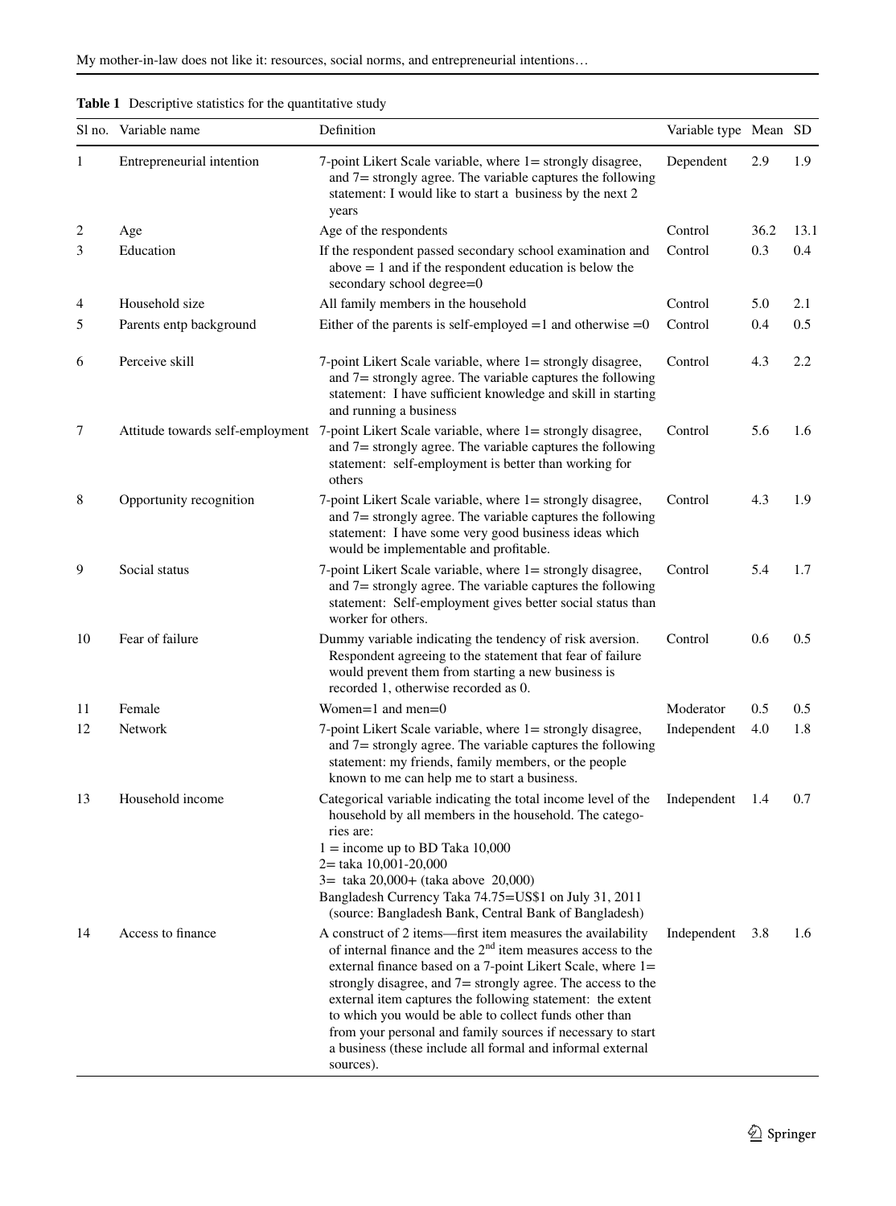**Table 1** Descriptive statistics for the quantitative study

| Sl no. | Variable name | Definition | Variable type | Mean | SD |
|---|---|---|---|---|---|
| 1 | Entrepreneurial intention | 7-point Likert Scale variable, where 1= strongly disagree, and 7= strongly agree. The variable captures the following statement: I would like to start a business by the next 2 years | Dependent | 2.9 | 1.9 |
| 2 | Age | Age of the respondents | Control | 36.2 | 13.1 |
| 3 | Education | If the respondent passed secondary school examination and above = 1 and if the respondent education is below the secondary school degree=0 | Control | 0.3 | 0.4 |
| 4 | Household size | All family members in the household | Control | 5.0 | 2.1 |
| 5 | Parents entp background | Either of the parents is self-employed =1 and otherwise =0 | Control | 0.4 | 0.5 |
| 6 | Perceive skill | 7-point Likert Scale variable, where 1= strongly disagree, and 7= strongly agree. The variable captures the following statement: I have sufficient knowledge and skill in starting and running a business | Control | 4.3 | 2.2 |
| 7 | Attitude towards self-employment | 7-point Likert Scale variable, where 1= strongly disagree, and 7= strongly agree. The variable captures the following statement: self-employment is better than working for others | Control | 5.6 | 1.6 |
| 8 | Opportunity recognition | 7-point Likert Scale variable, where 1= strongly disagree, and 7= strongly agree. The variable captures the following statement: I have some very good business ideas which would be implementable and profitable. | Control | 4.3 | 1.9 |
| 9 | Social status | 7-point Likert Scale variable, where 1= strongly disagree, and 7= strongly agree. The variable captures the following statement: Self-employment gives better social status than worker for others. | Control | 5.4 | 1.7 |
| 10 | Fear of failure | Dummy variable indicating the tendency of risk aversion. Respondent agreeing to the statement that fear of failure would prevent them from starting a new business is recorded 1, otherwise recorded as 0. | Control | 0.6 | 0.5 |
| 11 | Female | Women=1 and men=0 | Moderator | 0.5 | 0.5 |
| 12 | Network | 7-point Likert Scale variable, where 1= strongly disagree, and 7= strongly agree. The variable captures the following statement: my friends, family members, or the people known to me can help me to start a business. | Independent | 4.0 | 1.8 |
| 13 | Household income | Categorical variable indicating the total income level of the household by all members in the household. The categories are: 1 = income up to BD Taka 10,000; 2= taka 10,001-20,000; 3= taka 20,000+ (taka above 20,000). Bangladesh Currency Taka 74.75=US$1 on July 31, 2011 (source: Bangladesh Bank, Central Bank of Bangladesh) | Independent | 1.4 | 0.7 |
| 14 | Access to finance | A construct of 2 items—first item measures the availability of internal finance and the 2nd item measures access to the external finance based on a 7-point Likert Scale, where 1= strongly disagree, and 7= strongly agree. The access to the external item captures the following statement: the extent to which you would be able to collect funds other than from your personal and family sources if necessary to start a business (these include all formal and informal external sources). | Independent | 3.8 | 1.6 |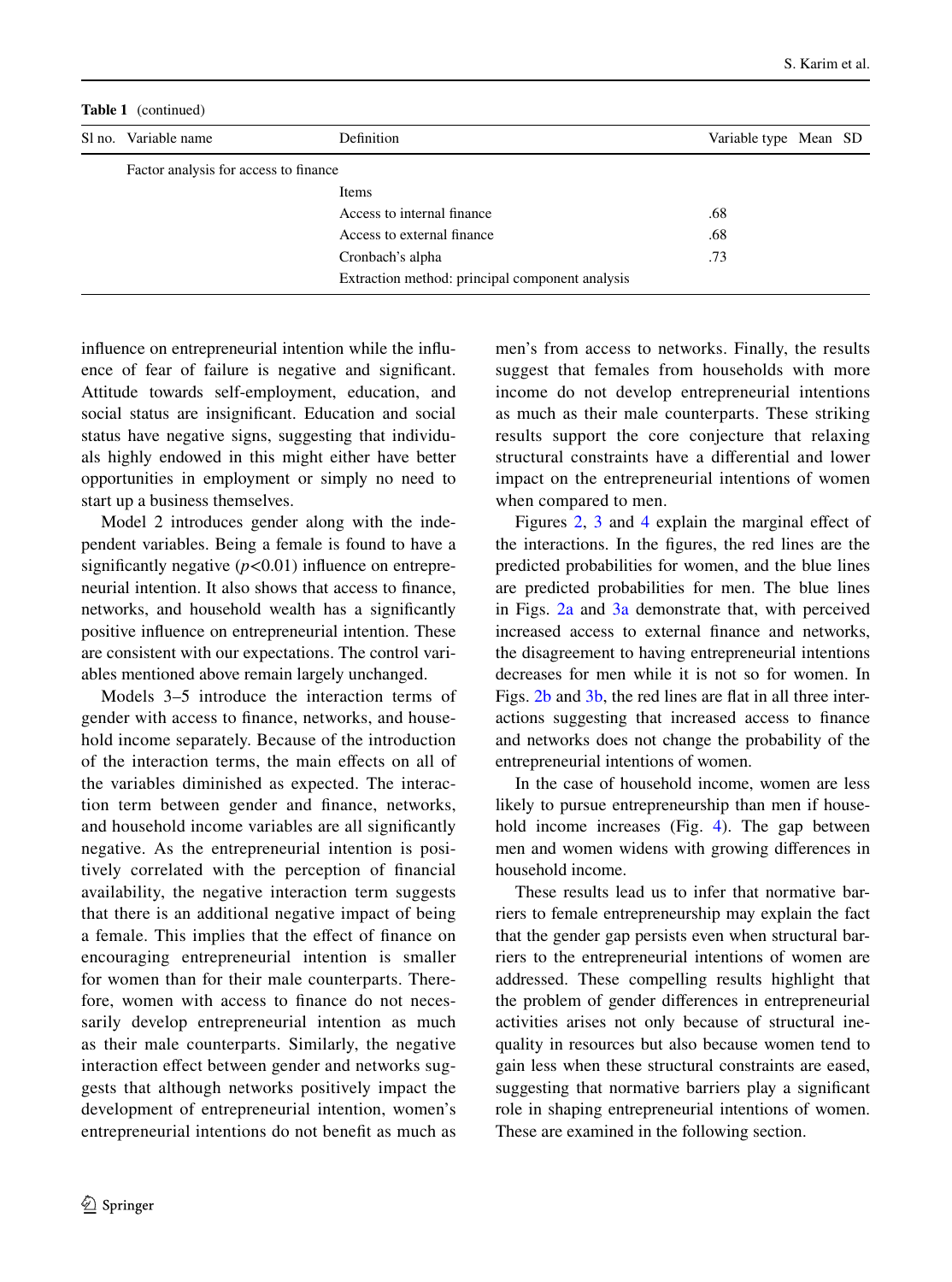**Table 1** (continued)

| Sl no. | Variable name | Definition | Variable type | Mean | SD |
|---|---|---|---|---|---|
| | Factor analysis for access to finance | | | | |
| | | Items | | | |
| | | Access to internal finance | .68 | | |
| | | Access to external finance | .68 | | |
| | | Cronbach's alpha | .73 | | |
| | | Extraction method: principal component analysis | | | |

influence on entrepreneurial intention while the influence of fear of failure is negative and significant. Attitude towards self-employment, education, and social status are insignificant. Education and social status have negative signs, suggesting that individuals highly endowed in this might either have better opportunities in employment or simply no need to start up a business themselves.

Model 2 introduces gender along with the independent variables. Being a female is found to have a significantly negative ($p<0.01$) influence on entrepreneurial intention. It also shows that access to finance, networks, and household wealth has a significantly positive influence on entrepreneurial intention. These are consistent with our expectations. The control variables mentioned above remain largely unchanged.

Models 3–5 introduce the interaction terms of gender with access to finance, networks, and household income separately. Because of the introduction of the interaction terms, the main effects on all of the variables diminished as expected. The interaction term between gender and finance, networks, and household income variables are all significantly negative. As the entrepreneurial intention is positively correlated with the perception of financial availability, the negative interaction term suggests that there is an additional negative impact of being a female. This implies that the effect of finance on encouraging entrepreneurial intention is smaller for women than for their male counterparts. Therefore, women with access to finance do not necessarily develop entrepreneurial intention as much as their male counterparts. Similarly, the negative interaction effect between gender and networks suggests that although networks positively impact the development of entrepreneurial intention, women's entrepreneurial intentions do not benefit as much as men's from access to networks. Finally, the results suggest that females from households with more income do not develop entrepreneurial intentions as much as their male counterparts. These striking results support the core conjecture that relaxing structural constraints have a differential and lower impact on the entrepreneurial intentions of women when compared to men.

Figures 2, 3 and 4 explain the marginal effect of the interactions. In the figures, the red lines are the predicted probabilities for women, and the blue lines are predicted probabilities for men. The blue lines in Figs. 2a and 3a demonstrate that, with perceived increased access to external finance and networks, the disagreement to having entrepreneurial intentions decreases for men while it is not so for women. In Figs. 2b and 3b, the red lines are flat in all three interactions suggesting that increased access to finance and networks does not change the probability of the entrepreneurial intentions of women.

In the case of household income, women are less likely to pursue entrepreneurship than men if household income increases (Fig. 4). The gap between men and women widens with growing differences in household income.

These results lead us to infer that normative barriers to female entrepreneurship may explain the fact that the gender gap persists even when structural barriers to the entrepreneurial intentions of women are addressed. These compelling results highlight that the problem of gender differences in entrepreneurial activities arises not only because of structural inequality in resources but also because women tend to gain less when these structural constraints are eased, suggesting that normative barriers play a significant role in shaping entrepreneurial intentions of women. These are examined in the following section.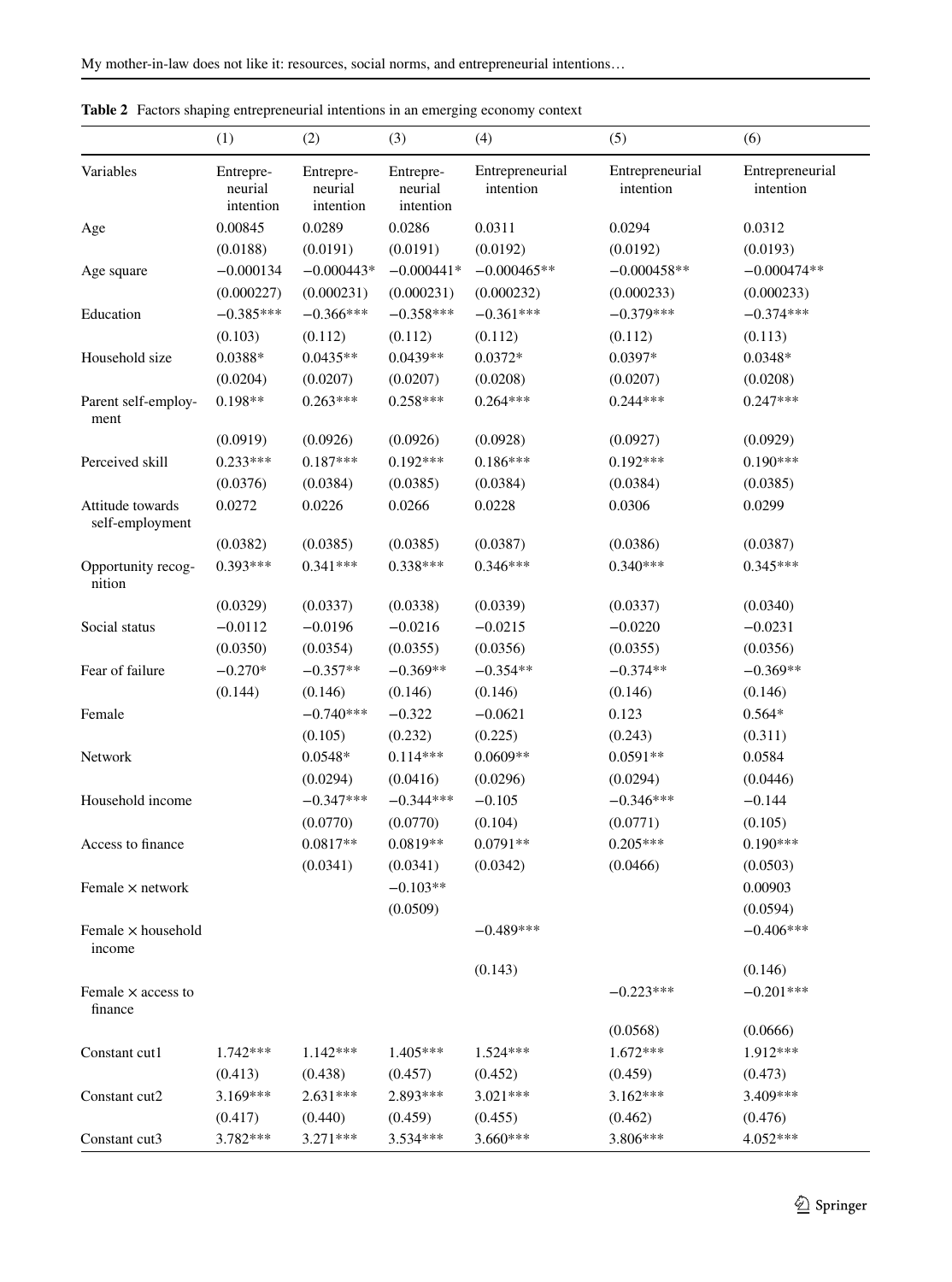**Table 2** Factors shaping entrepreneurial intentions in an emerging economy context

| | (1) | (2) | (3) | (4) | (5) | (6) |
|---|---|---|---|---|---|---|
| Variables | Entrepreneurial intention | Entrepreneurial intention | Entrepreneurial intention | Entrepreneurial intention | Entrepreneurial intention | Entrepreneurial intention |
| Age | 0.00845 | 0.0289 | 0.0286 | 0.0311 | 0.0294 | 0.0312 |
| | (0.0188) | (0.0191) | (0.0191) | (0.0192) | (0.0192) | (0.0193) |
| Age square | −0.000134 | −0.000443* | −0.000441* | −0.000465** | −0.000458** | −0.000474** |
| | (0.000227) | (0.000231) | (0.000231) | (0.000232) | (0.000233) | (0.000233) |
| Education | −0.385*** | −0.366*** | −0.358*** | −0.361*** | −0.379*** | −0.374*** |
| | (0.103) | (0.112) | (0.112) | (0.112) | (0.112) | (0.113) |
| Household size | 0.0388* | 0.0435** | 0.0439** | 0.0372* | 0.0397* | 0.0348* |
| | (0.0204) | (0.0207) | (0.0207) | (0.0208) | (0.0207) | (0.0208) |
| Parent self-employment | 0.198** | 0.263*** | 0.258*** | 0.264*** | 0.244*** | 0.247*** |
| | (0.0919) | (0.0926) | (0.0926) | (0.0928) | (0.0927) | (0.0929) |
| Perceived skill | 0.233*** | 0.187*** | 0.192*** | 0.186*** | 0.192*** | 0.190*** |
| | (0.0376) | (0.0384) | (0.0385) | (0.0384) | (0.0384) | (0.0385) |
| Attitude towards self-employment | 0.0272 | 0.0226 | 0.0266 | 0.0228 | 0.0306 | 0.0299 |
| | (0.0382) | (0.0385) | (0.0385) | (0.0387) | (0.0386) | (0.0387) |
| Opportunity recognition | 0.393*** | 0.341*** | 0.338*** | 0.346*** | 0.340*** | 0.345*** |
| | (0.0329) | (0.0337) | (0.0338) | (0.0339) | (0.0337) | (0.0340) |
| Social status | −0.0112 | −0.0196 | −0.0216 | −0.0215 | −0.0220 | −0.0231 |
| | (0.0350) | (0.0354) | (0.0355) | (0.0356) | (0.0355) | (0.0356) |
| Fear of failure | −0.270* | −0.357** | −0.369** | −0.354** | −0.374** | −0.369** |
| | (0.144) | (0.146) | (0.146) | (0.146) | (0.146) | (0.146) |
| Female | | −0.740*** | −0.322 | −0.0621 | 0.123 | 0.564* |
| | | (0.105) | (0.232) | (0.225) | (0.243) | (0.311) |
| Network | | 0.0548* | 0.114*** | 0.0609** | 0.0591** | 0.0584 |
| | | (0.0294) | (0.0416) | (0.0296) | (0.0294) | (0.0446) |
| Household income | | −0.347*** | −0.344*** | −0.105 | −0.346*** | −0.144 |
| | | (0.0770) | (0.0770) | (0.104) | (0.0771) | (0.105) |
| Access to finance | | 0.0817** | 0.0819** | 0.0791** | 0.205*** | 0.190*** |
| | | (0.0341) | (0.0341) | (0.0342) | (0.0466) | (0.0503) |
| Female × network | | | −0.103** | | | 0.00903 |
| | | | (0.0509) | | | (0.0594) |
| Female × household income | | | | −0.489*** | | −0.406*** |
| | | | | (0.143) | | (0.146) |
| Female × access to finance | | | | | −0.223*** | −0.201*** |
| | | | | | (0.0568) | (0.0666) |
| Constant cut1 | 1.742*** | 1.142*** | 1.405*** | 1.524*** | 1.672*** | 1.912*** |
| | (0.413) | (0.438) | (0.457) | (0.452) | (0.459) | (0.473) |
| Constant cut2 | 3.169*** | 2.631*** | 2.893*** | 3.021*** | 3.162*** | 3.409*** |
| | (0.417) | (0.440) | (0.459) | (0.455) | (0.462) | (0.476) |
| Constant cut3 | 3.782*** | 3.271*** | 3.534*** | 3.660*** | 3.806*** | 4.052*** |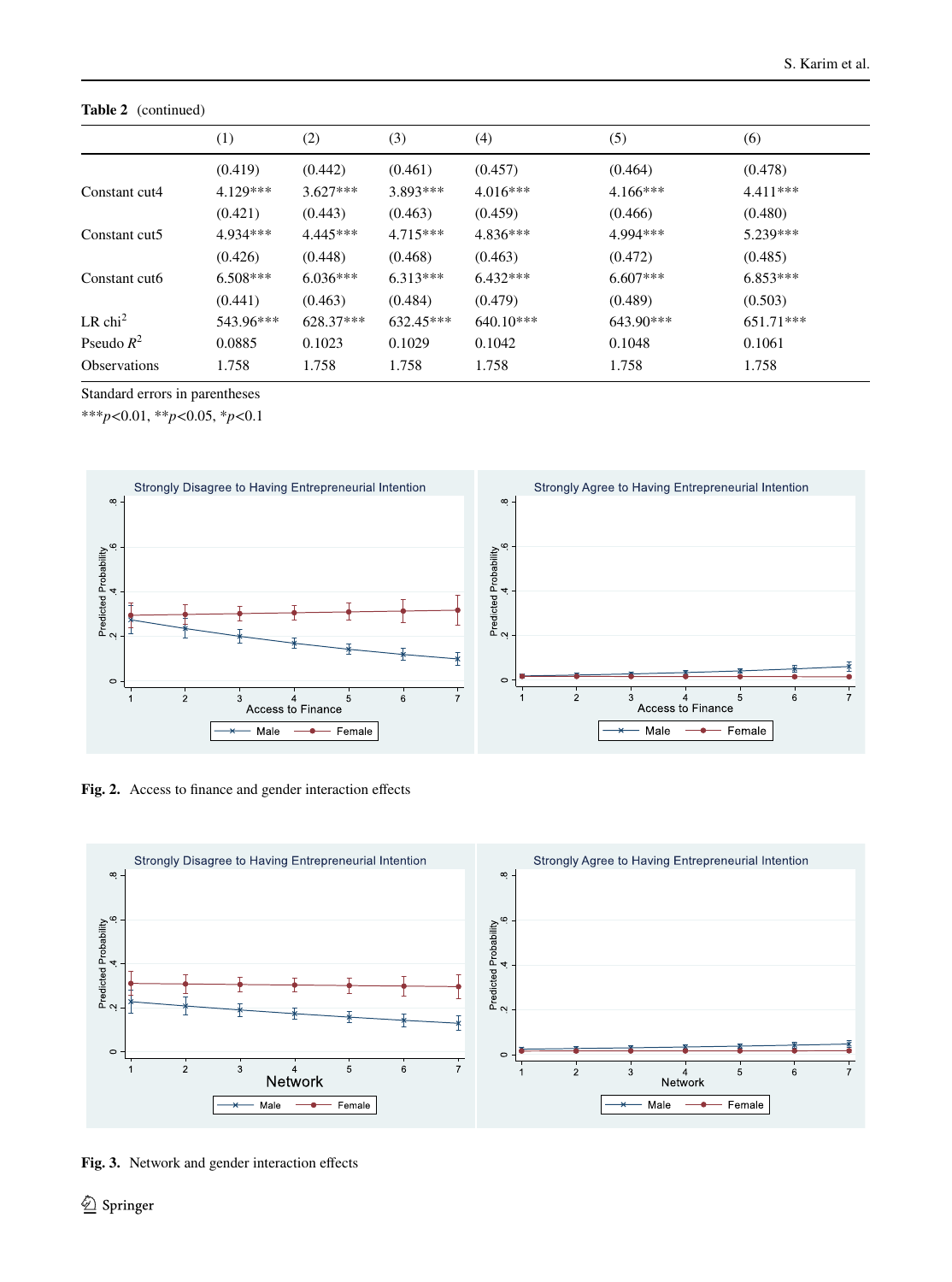**Table 2** (continued)

| | (1) | (2) | (3) | (4) | (5) | (6) |
|---|---|---|---|---|---|---|
| | (0.419) | (0.442) | (0.461) | (0.457) | (0.464) | (0.478) |
| Constant cut4 | 4.129*** | 3.627*** | 3.893*** | 4.016*** | 4.166*** | 4.411*** |
| | (0.421) | (0.443) | (0.463) | (0.459) | (0.466) | (0.480) |
| Constant cut5 | 4.934*** | 4.445*** | 4.715*** | 4.836*** | 4.994*** | 5.239*** |
| | (0.426) | (0.448) | (0.468) | (0.463) | (0.472) | (0.485) |
| Constant cut6 | 6.508*** | 6.036*** | 6.313*** | 6.432*** | 6.607*** | 6.853*** |
| | (0.441) | (0.463) | (0.484) | (0.479) | (0.489) | (0.503) |
| LR $chi^2$ | 543.96*** | 628.37*** | 632.45*** | 640.10*** | 643.90*** | 651.71*** |
| Pseudo $R^2$ | 0.0885 | 0.1023 | 0.1029 | 0.1042 | 0.1048 | 0.1061 |
| Observations | 1.758 | 1.758 | 1.758 | 1.758 | 1.758 | 1.758 |

Standard errors in parentheses

***$p$<0.01, **$p$<0.05, *$p$<0.1

**Fig. 2.** Access to finance and gender interaction effects

**Fig. 3.** Network and gender interaction effects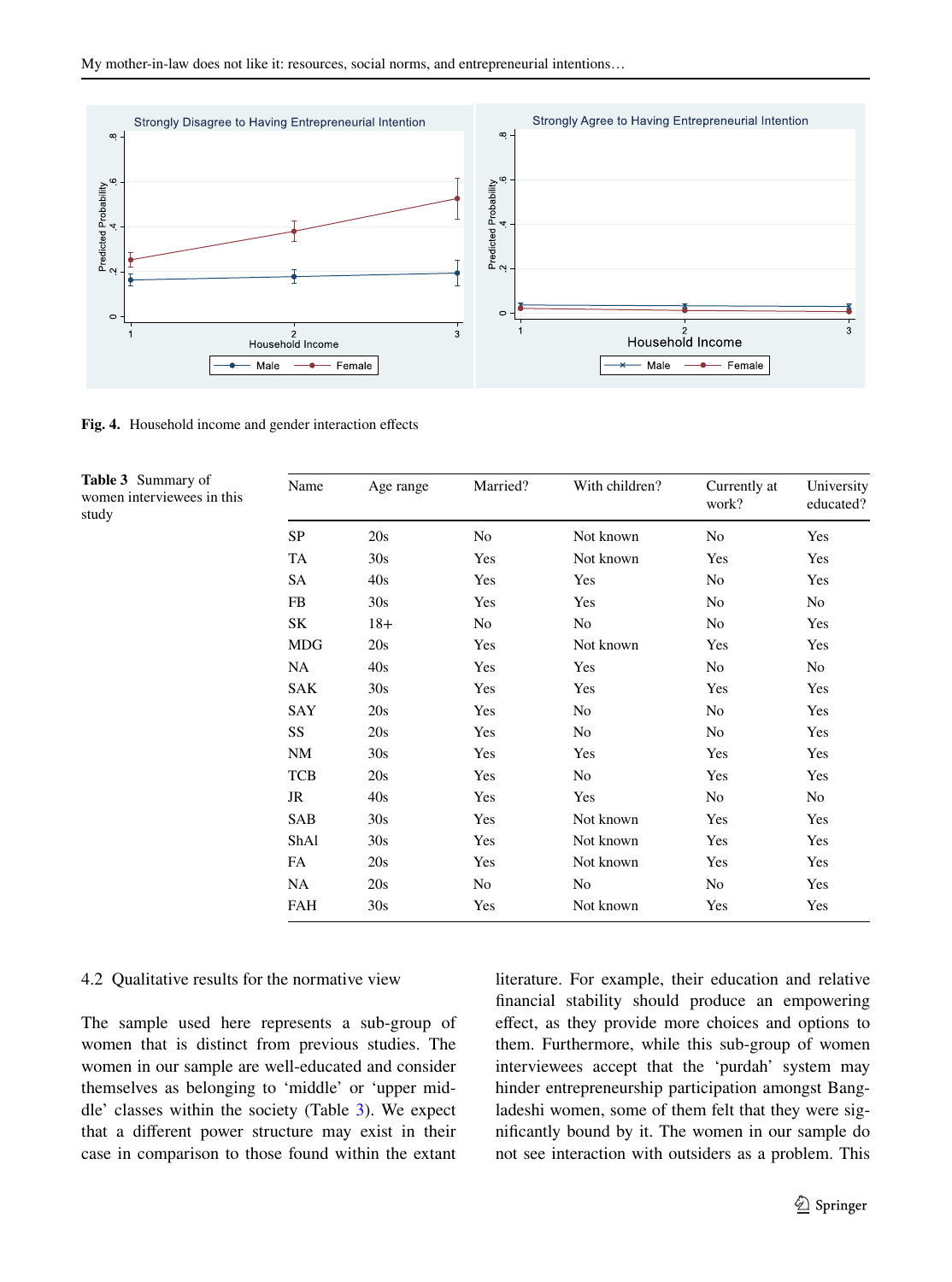Fig. 4. Household income and gender interaction effects

**Table 3** Summary of women interviewees in this study

| Name | Age range | Married? | With children? | Currently at work? | University educated? |
|---|---|---|---|---|---|
| SP | 20s | No | Not known | No | Yes |
| TA | 30s | Yes | Not known | Yes | Yes |
| SA | 40s | Yes | Yes | No | Yes |
| FB | 30s | Yes | Yes | No | No |
| SK | 18+ | No | No | No | Yes |
| MDG | 20s | Yes | Not known | Yes | Yes |
| NA | 40s | Yes | Yes | No | No |
| SAK | 30s | Yes | Yes | Yes | Yes |
| SAY | 20s | Yes | No | No | Yes |
| SS | 20s | Yes | No | No | Yes |
| NM | 30s | Yes | Yes | Yes | Yes |
| TCB | 20s | Yes | No | Yes | Yes |
| JR | 40s | Yes | Yes | No | No |
| SAB | 30s | Yes | Not known | Yes | Yes |
| ShAl | 30s | Yes | Not known | Yes | Yes |
| FA | 20s | Yes | Not known | Yes | Yes |
| NA | 20s | No | No | No | Yes |
| FAH | 30s | Yes | Not known | Yes | Yes |

### 4.2 Qualitative results for the normative view

The sample used here represents a sub-group of women that is distinct from previous studies. The women in our sample are well-educated and consider themselves as belonging to 'middle' or 'upper middle' classes within the society (Table 3). We expect that a different power structure may exist in their case in comparison to those found within the extant literature. For example, their education and relative financial stability should produce an empowering effect, as they provide more choices and options to them. Furthermore, while this sub-group of women interviewees accept that the 'purdah' system may hinder entrepreneurship participation amongst Bangladeshi women, some of them felt that they were significantly bound by it. The women in our sample do not see interaction with outsiders as a problem. This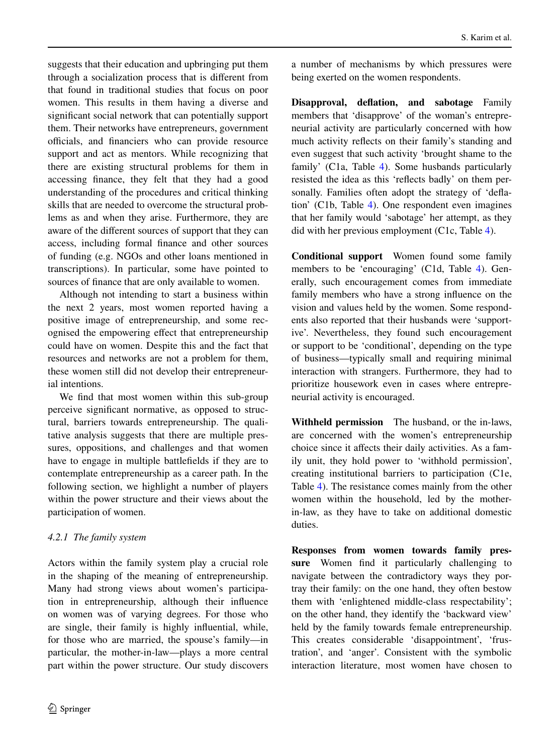suggests that their education and upbringing put them through a socialization process that is different from that found in traditional studies that focus on poor women. This results in them having a diverse and significant social network that can potentially support them. Their networks have entrepreneurs, government officials, and financiers who can provide resource support and act as mentors. While recognizing that there are existing structural problems for them in accessing finance, they felt that they had a good understanding of the procedures and critical thinking skills that are needed to overcome the structural problems as and when they arise. Furthermore, they are aware of the different sources of support that they can access, including formal finance and other sources of funding (e.g. NGOs and other loans mentioned in transcriptions). In particular, some have pointed to sources of finance that are only available to women.

Although not intending to start a business within the next 2 years, most women reported having a positive image of entrepreneurship, and some recognised the empowering effect that entrepreneurship could have on women. Despite this and the fact that resources and networks are not a problem for them, these women still did not develop their entrepreneurial intentions.

We find that most women within this sub-group perceive significant normative, as opposed to structural, barriers towards entrepreneurship. The qualitative analysis suggests that there are multiple pressures, oppositions, and challenges and that women have to engage in multiple battlefields if they are to contemplate entrepreneurship as a career path. In the following section, we highlight a number of players within the power structure and their views about the participation of women.

### *4.2.1 The family system*

Actors within the family system play a crucial role in the shaping of the meaning of entrepreneurship. Many had strong views about women's participation in entrepreneurship, although their influence on women was of varying degrees. For those who are single, their family is highly influential, while, for those who are married, the spouse's family—in particular, the mother-in-law—plays a more central part within the power structure. Our study discovers a number of mechanisms by which pressures were being exerted on the women respondents.

**Disapproval, deflation, and sabotage** Family members that 'disapprove' of the woman's entrepreneurial activity are particularly concerned with how much activity reflects on their family's standing and even suggest that such activity 'brought shame to the family' (C1a, Table 4). Some husbands particularly resisted the idea as this 'reflects badly' on them personally. Families often adopt the strategy of 'deflation' (C1b, Table 4). One respondent even imagines that her family would 'sabotage' her attempt, as they did with her previous employment (C1c, Table 4).

**Conditional support** Women found some family members to be 'encouraging' (C1d, Table 4). Generally, such encouragement comes from immediate family members who have a strong influence on the vision and values held by the women. Some respondents also reported that their husbands were 'supportive'. Nevertheless, they found such encouragement or support to be 'conditional', depending on the type of business—typically small and requiring minimal interaction with strangers. Furthermore, they had to prioritize housework even in cases where entrepreneurial activity is encouraged.

**Withheld permission** The husband, or the in-laws, are concerned with the women's entrepreneurship choice since it affects their daily activities. As a family unit, they hold power to 'withhold permission', creating institutional barriers to participation (C1e, Table 4). The resistance comes mainly from the other women within the household, led by the mother-in-law, as they have to take on additional domestic duties.

**Responses from women towards family pressure** Women find it particularly challenging to navigate between the contradictory ways they portray their family: on the one hand, they often bestow them with 'enlightened middle-class respectability'; on the other hand, they identify the 'backward view' held by the family towards female entrepreneurship. This creates considerable 'disappointment', 'frustration', and 'anger'. Consistent with the symbolic interaction literature, most women have chosen to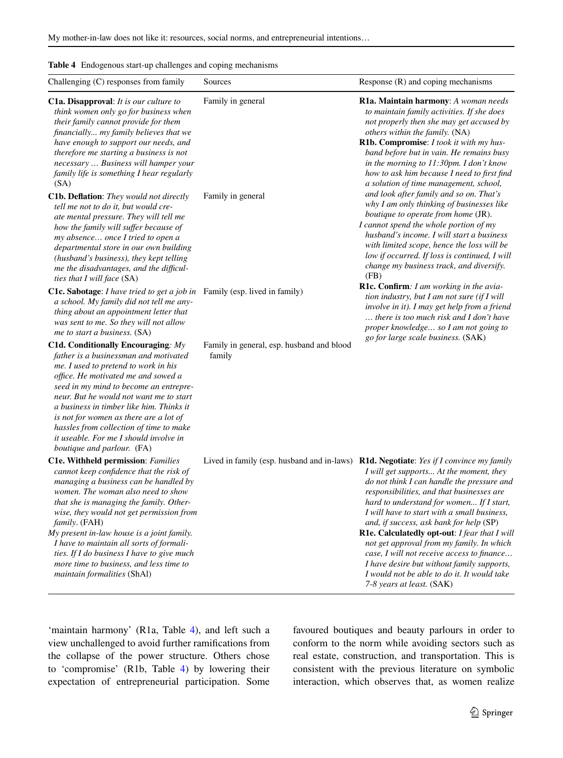**Table 4** Endogenous start-up challenges and coping mechanisms

| Challenging (C) responses from family | Sources | Response (R) and coping mechanisms |
|---|---|---|
| **C1a. Disapproval**: *It is our culture to think women only go for business when their family cannot provide for them financially... my family believes that we have enough to support our needs, and therefore me starting a business is not necessary … Business will hamper your family life is something I hear regularly* (SA) | Family in general | **R1a. Maintain harmony**: *A woman needs to maintain family activities. If she does not properly then she may get accused by others within the family.* (NA) <br> **R1b. Compromise**: *I took it with my husband before but in vain. He remains busy in the morning to 11:30pm. I don't know how to ask him because I need to first find a solution of time management, school, and look after family and so on. That's why I am only thinking of businesses like boutique to operate from home* (JR). <br> *I cannot spend the whole portion of my husband's income. I will start a business with limited scope, hence the loss will be low if occurred. If loss is continued, I will change my business track, and diversify.* (FB) <br> **R1c. Confirm**: *I am working in the aviation industry, but I am not sure (if I will involve in it). I may get help from a friend … there is too much risk and I don't have proper knowledge… so I am not going to go for large scale business.* (SAK) |
| **C1b. Deflation**: *They would not directly tell me not to do it, but would create mental pressure. They will tell me how the family will suffer because of my absence… once I tried to open a departmental store in our own building (husband's business), they kept telling me the disadvantages, and the difficulties that I will face* (SA) | Family in general | |
| **C1c. Sabotage**: *I have tried to get a job in a school. My family did not tell me anything about an appointment letter that was sent to me. So they will not allow me to start a business.* (SA) | Family (esp. lived in family) | |
| **C1d. Conditionally Encouraging**: *My father is a businessman and motivated me. I used to pretend to work in his office. He motivated me and sowed a seed in my mind to become an entrepreneur. But he would not want me to start a business in timber like him. Thinks it is not for women as there are a lot of hassles from collection of time to make it useable. For me I should involve in boutique and parlour.* (FA) | Family in general, esp. husband and blood family | |
| **C1e. Withheld permission**: *Families cannot keep confidence that the risk of managing a business can be handled by women. The woman also need to show that she is managing the family. Otherwise, they would not get permission from family*. (FAH) <br> *My present in-law house is a joint family. I have to maintain all sorts of formalities. If I do business I have to give much more time to business, and less time to maintain formalities* (ShAl) | Lived in family (esp. husband and in-laws) | **R1d. Negotiate**: *Yes if I convince my family I will get supports... At the moment, they do not think I can handle the pressure and responsibilities, and that businesses are hard to understand for women... If I start, I will have to start with a small business, and, if success, ask bank for help* (SP) <br> **R1e. Calculatedly opt-out**: *I fear that I will not get approval from my family. In which case, I will not receive access to finance… I have desire but without family supports, I would not be able to do it. It would take 7-8 years at least.* (SAK) |

'maintain harmony' (R1a, Table 4), and left such a view unchallenged to avoid further ramifications from the collapse of the power structure. Others chose to 'compromise' (R1b, Table 4) by lowering their expectation of entrepreneurial participation. Some favoured boutiques and beauty parlours in order to conform to the norm while avoiding sectors such as real estate, construction, and transportation. This is consistent with the previous literature on symbolic interaction, which observes that, as women realize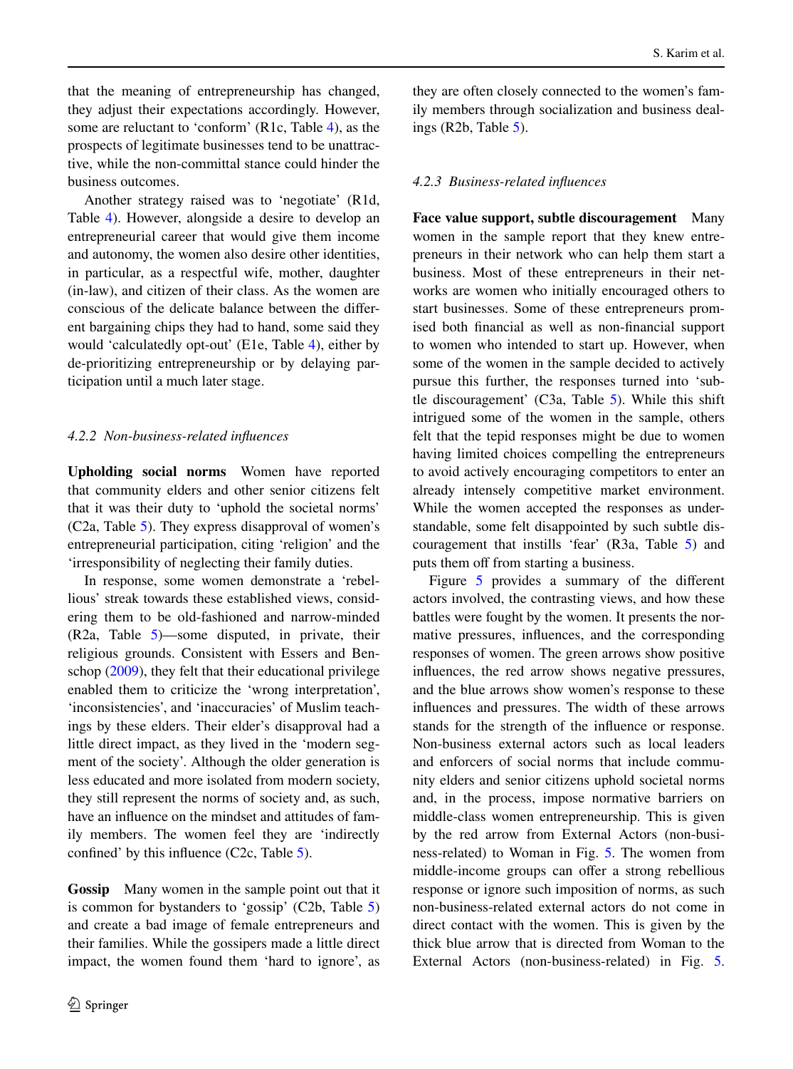that the meaning of entrepreneurship has changed, they adjust their expectations accordingly. However, some are reluctant to 'conform' (R1c, Table 4), as the prospects of legitimate businesses tend to be unattractive, while the non-committal stance could hinder the business outcomes.

Another strategy raised was to 'negotiate' (R1d, Table 4). However, alongside a desire to develop an entrepreneurial career that would give them income and autonomy, the women also desire other identities, in particular, as a respectful wife, mother, daughter (in-law), and citizen of their class. As the women are conscious of the delicate balance between the different bargaining chips they had to hand, some said they would 'calculatedly opt-out' (E1e, Table 4), either by de-prioritizing entrepreneurship or by delaying participation until a much later stage.

#### *4.2.2 Non-business-related influences*

**Upholding social norms** Women have reported that community elders and other senior citizens felt that it was their duty to 'uphold the societal norms' (C2a, Table 5). They express disapproval of women's entrepreneurial participation, citing 'religion' and the 'irresponsibility of neglecting their family duties.

In response, some women demonstrate a 'rebellious' streak towards these established views, considering them to be old-fashioned and narrow-minded (R2a, Table 5)—some disputed, in private, their religious grounds. Consistent with Essers and Benschop (2009), they felt that their educational privilege enabled them to criticize the 'wrong interpretation', 'inconsistencies', and 'inaccuracies' of Muslim teachings by these elders. Their elder's disapproval had a little direct impact, as they lived in the 'modern segment of the society'. Although the older generation is less educated and more isolated from modern society, they still represent the norms of society and, as such, have an influence on the mindset and attitudes of family members. The women feel they are 'indirectly confined' by this influence (C2c, Table 5).

**Gossip** Many women in the sample point out that it is common for bystanders to 'gossip' (C2b, Table 5) and create a bad image of female entrepreneurs and their families. While the gossipers made a little direct impact, the women found them 'hard to ignore', as they are often closely connected to the women's family members through socialization and business dealings (R2b, Table 5).

#### *4.2.3 Business-related influences*

**Face value support, subtle discouragement** Many women in the sample report that they knew entrepreneurs in their network who can help them start a business. Most of these entrepreneurs in their networks are women who initially encouraged others to start businesses. Some of these entrepreneurs promised both financial as well as non-financial support to women who intended to start up. However, when some of the women in the sample decided to actively pursue this further, the responses turned into 'subtle discouragement' (C3a, Table 5). While this shift intrigued some of the women in the sample, others felt that the tepid responses might be due to women having limited choices compelling the entrepreneurs to avoid actively encouraging competitors to enter an already intensely competitive market environment. While the women accepted the responses as understandable, some felt disappointed by such subtle discouragement that instills 'fear' (R3a, Table 5) and puts them off from starting a business.

Figure 5 provides a summary of the different actors involved, the contrasting views, and how these battles were fought by the women. It presents the normative pressures, influences, and the corresponding responses of women. The green arrows show positive influences, the red arrow shows negative pressures, and the blue arrows show women's response to these influences and pressures. The width of these arrows stands for the strength of the influence or response. Non-business external actors such as local leaders and enforcers of social norms that include community elders and senior citizens uphold societal norms and, in the process, impose normative barriers on middle-class women entrepreneurship. This is given by the red arrow from External Actors (non-business-related) to Woman in Fig. 5. The women from middle-income groups can offer a strong rebellious response or ignore such imposition of norms, as such non-business-related external actors do not come in direct contact with the women. This is given by the thick blue arrow that is directed from Woman to the External Actors (non-business-related) in Fig. 5.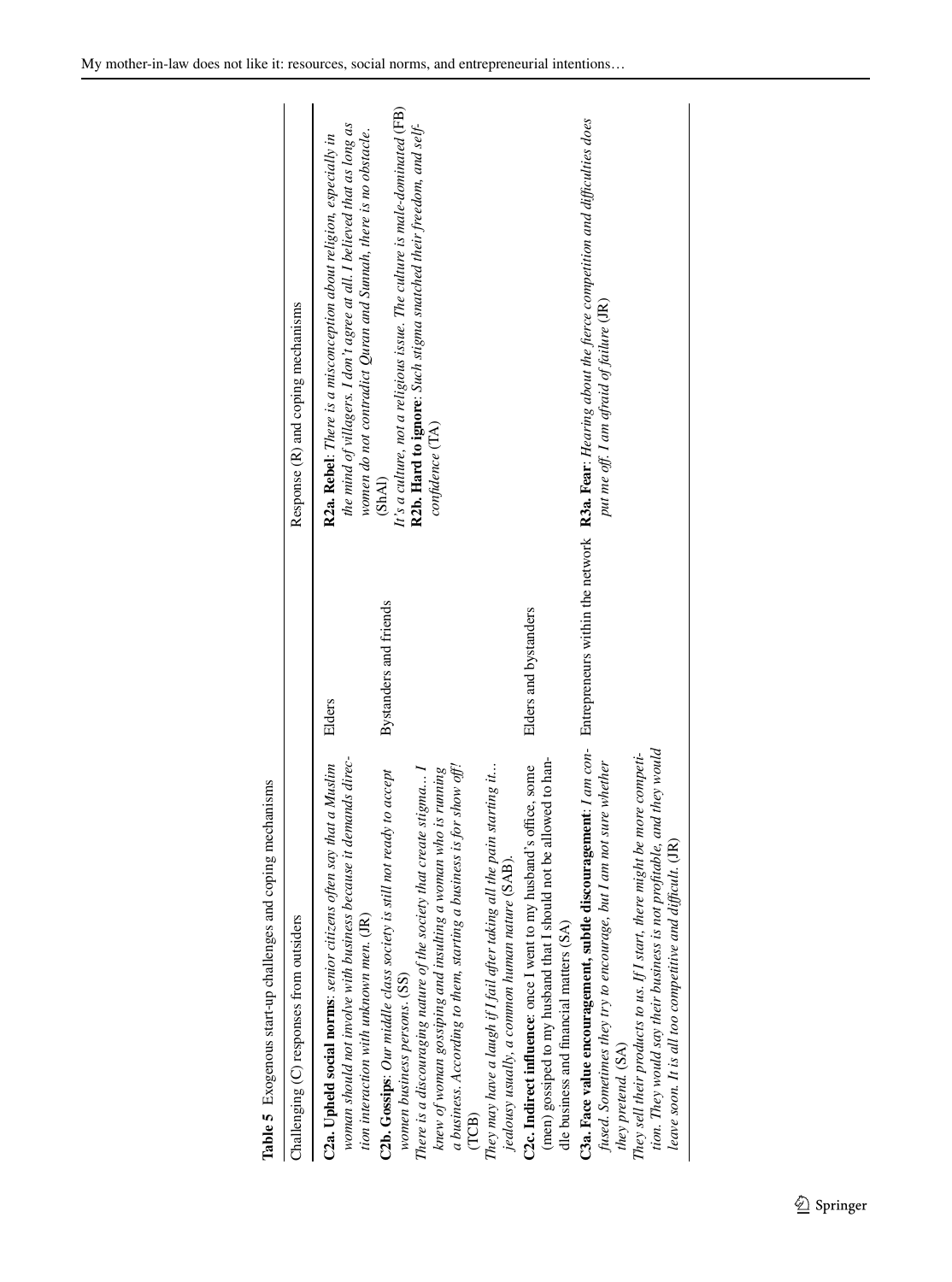**Table 5** Exogenous start-up challenges and coping mechanisms

| Challenging (C) responses from outsiders | | Response (R) and coping mechanisms |
|---|---|---|
| **C2a. Upheld social norms**: *senior citizens often say that a Muslim woman should not involve with business because it demands direction interaction with unknown men.* (JR) | Elders | **R2a. Rebel**: *There is a misconception about religion, especially in the mind of villagers. I don't agree at all. I believed that as long as women do not contradict Quran and Sunnah, there is no obstacle.* (ShAl) |
| **C2b. Gossips**: *Our middle class society is still not ready to accept women business persons.* (SS)<br>*There is a discouraging nature of the society that create stigma… I knew of woman gossiping and insulting a woman who is running a business. According to them, starting a business is for show off!* (TCB)<br>*They may have a laugh if I fail after taking all the pain starting it… jealousy usually, a common human nature* (SAB). | Bystanders and friends | *It's a culture, not a religious issue. The culture is male-dominated* (FB)<br>**R2b. Hard to ignore**: *Such stigma snatched their freedom, and self-confidence* (TA) |
| **C2c. Indirect influence**: once I went to my husband's office, some (men) gossiped to my husband that I should not be allowed to handle business and financial matters (SA) | Elders and bystanders | |
| **C3a. Face value encouragement, subtle discouragement**: *I am confused. Sometimes they try to encourage, but I am not sure whether they pretend.* (SA)<br>*They sell their products to us. If I start, there might be more competition. They would say their business is not profitable, and they would leave soon. It is all too competitive and difficult.* (JR) | Entrepreneurs within the network | **R3a. Fear**: *Hearing about the fierce competition and difficulties does put me off. I am afraid of failure* (JR) |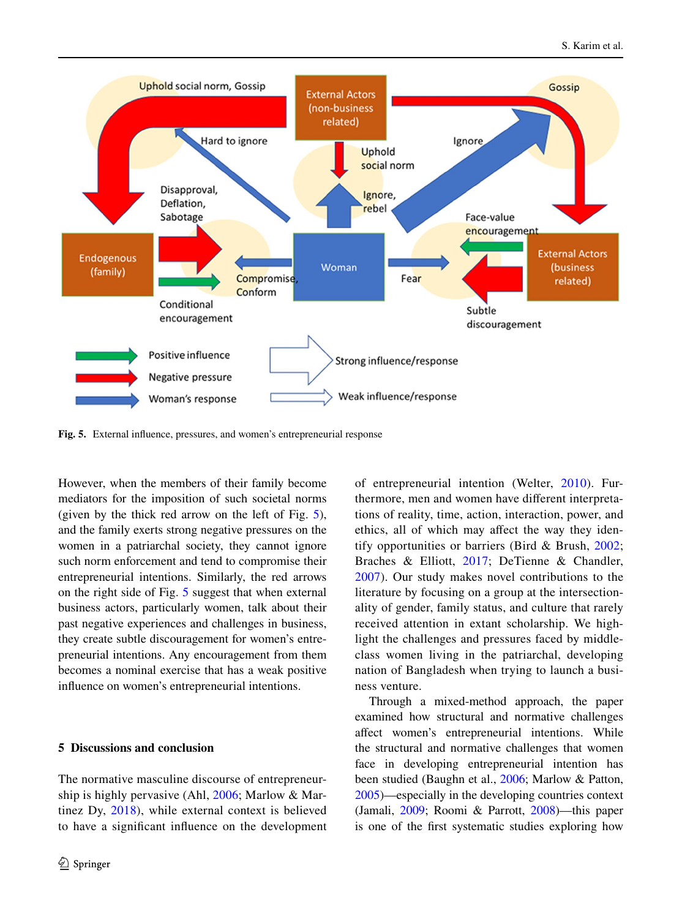Fig. 5. External influence, pressures, and women's entrepreneurial response

However, when the members of their family become mediators for the imposition of such societal norms (given by the thick red arrow on the left of Fig. 5), and the family exerts strong negative pressures on the women in a patriarchal society, they cannot ignore such norm enforcement and tend to compromise their entrepreneurial intentions. Similarly, the red arrows on the right side of Fig. 5 suggest that when external business actors, particularly women, talk about their past negative experiences and challenges in business, they create subtle discouragement for women's entrepreneurial intentions. Any encouragement from them becomes a nominal exercise that has a weak positive influence on women's entrepreneurial intentions.

## 5 Discussions and conclusion

The normative masculine discourse of entrepreneurship is highly pervasive (Ahl, 2006; Marlow & Martinez Dy, 2018), while external context is believed to have a significant influence on the development of entrepreneurial intention (Welter, 2010). Furthermore, men and women have different interpretations of reality, time, action, interaction, power, and ethics, all of which may affect the way they identify opportunities or barriers (Bird & Brush, 2002; Braches & Elliott, 2017; DeTienne & Chandler, 2007). Our study makes novel contributions to the literature by focusing on a group at the intersectionality of gender, family status, and culture that rarely received attention in extant scholarship. We highlight the challenges and pressures faced by middle-class women living in the patriarchal, developing nation of Bangladesh when trying to launch a business venture.

Through a mixed-method approach, the paper examined how structural and normative challenges affect women's entrepreneurial intentions. While the structural and normative challenges that women face in developing entrepreneurial intention has been studied (Baughn et al., 2006; Marlow & Patton, 2005)—especially in the developing countries context (Jamali, 2009; Roomi & Parrott, 2008)—this paper is one of the first systematic studies exploring how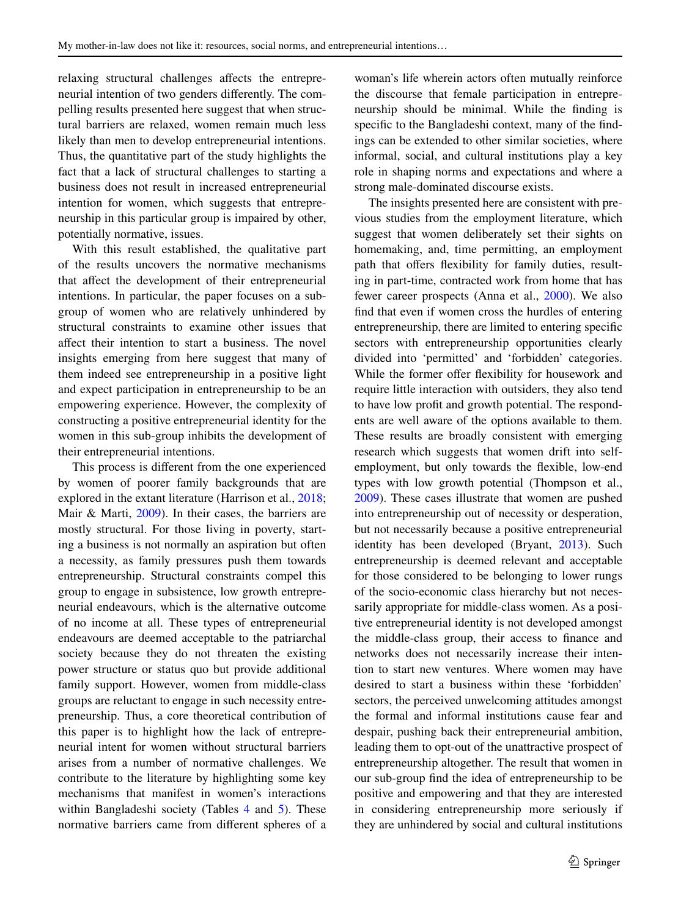relaxing structural challenges affects the entrepreneurial intention of two genders differently. The compelling results presented here suggest that when structural barriers are relaxed, women remain much less likely than men to develop entrepreneurial intentions. Thus, the quantitative part of the study highlights the fact that a lack of structural challenges to starting a business does not result in increased entrepreneurial intention for women, which suggests that entrepreneurship in this particular group is impaired by other, potentially normative, issues.

With this result established, the qualitative part of the results uncovers the normative mechanisms that affect the development of their entrepreneurial intentions. In particular, the paper focuses on a subgroup of women who are relatively unhindered by structural constraints to examine other issues that affect their intention to start a business. The novel insights emerging from here suggest that many of them indeed see entrepreneurship in a positive light and expect participation in entrepreneurship to be an empowering experience. However, the complexity of constructing a positive entrepreneurial identity for the women in this sub-group inhibits the development of their entrepreneurial intentions.

This process is different from the one experienced by women of poorer family backgrounds that are explored in the extant literature (Harrison et al., 2018; Mair & Marti, 2009). In their cases, the barriers are mostly structural. For those living in poverty, starting a business is not normally an aspiration but often a necessity, as family pressures push them towards entrepreneurship. Structural constraints compel this group to engage in subsistence, low growth entrepreneurial endeavours, which is the alternative outcome of no income at all. These types of entrepreneurial endeavours are deemed acceptable to the patriarchal society because they do not threaten the existing power structure or status quo but provide additional family support. However, women from middle-class groups are reluctant to engage in such necessity entrepreneurship. Thus, a core theoretical contribution of this paper is to highlight how the lack of entrepreneurial intent for women without structural barriers arises from a number of normative challenges. We contribute to the literature by highlighting some key mechanisms that manifest in women's interactions within Bangladeshi society (Tables 4 and 5). These normative barriers came from different spheres of a woman's life wherein actors often mutually reinforce the discourse that female participation in entrepreneurship should be minimal. While the finding is specific to the Bangladeshi context, many of the findings can be extended to other similar societies, where informal, social, and cultural institutions play a key role in shaping norms and expectations and where a strong male-dominated discourse exists.

The insights presented here are consistent with previous studies from the employment literature, which suggest that women deliberately set their sights on homemaking, and, time permitting, an employment path that offers flexibility for family duties, resulting in part-time, contracted work from home that has fewer career prospects (Anna et al., 2000). We also find that even if women cross the hurdles of entering entrepreneurship, there are limited to entering specific sectors with entrepreneurship opportunities clearly divided into 'permitted' and 'forbidden' categories. While the former offer flexibility for housework and require little interaction with outsiders, they also tend to have low profit and growth potential. The respondents are well aware of the options available to them. These results are broadly consistent with emerging research which suggests that women drift into self-employment, but only towards the flexible, low-end types with low growth potential (Thompson et al., 2009). These cases illustrate that women are pushed into entrepreneurship out of necessity or desperation, but not necessarily because a positive entrepreneurial identity has been developed (Bryant, 2013). Such entrepreneurship is deemed relevant and acceptable for those considered to be belonging to lower rungs of the socio-economic class hierarchy but not necessarily appropriate for middle-class women. As a positive entrepreneurial identity is not developed amongst the middle-class group, their access to finance and networks does not necessarily increase their intention to start new ventures. Where women may have desired to start a business within these 'forbidden' sectors, the perceived unwelcoming attitudes amongst the formal and informal institutions cause fear and despair, pushing back their entrepreneurial ambition, leading them to opt-out of the unattractive prospect of entrepreneurship altogether. The result that women in our sub-group find the idea of entrepreneurship to be positive and empowering and that they are interested in considering entrepreneurship more seriously if they are unhindered by social and cultural institutions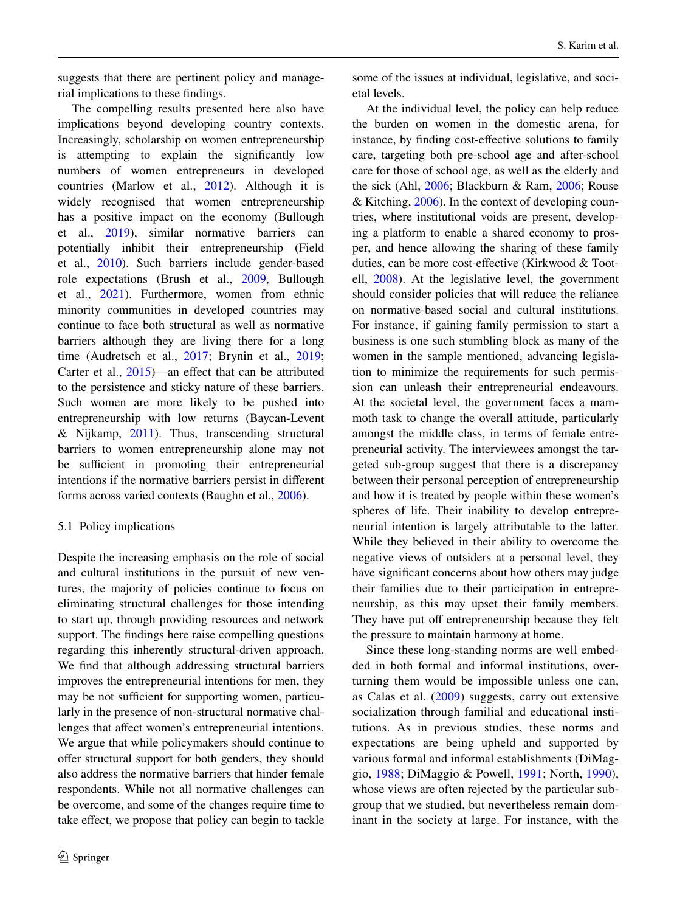suggests that there are pertinent policy and managerial implications to these findings.

The compelling results presented here also have implications beyond developing country contexts. Increasingly, scholarship on women entrepreneurship is attempting to explain the significantly low numbers of women entrepreneurs in developed countries (Marlow et al., 2012). Although it is widely recognised that women entrepreneurship has a positive impact on the economy (Bullough et al., 2019), similar normative barriers can potentially inhibit their entrepreneurship (Field et al., 2010). Such barriers include gender-based role expectations (Brush et al., 2009, Bullough et al., 2021). Furthermore, women from ethnic minority communities in developed countries may continue to face both structural as well as normative barriers although they are living there for a long time (Audretsch et al., 2017; Brynin et al., 2019; Carter et al., 2015)—an effect that can be attributed to the persistence and sticky nature of these barriers. Such women are more likely to be pushed into entrepreneurship with low returns (Baycan-Levent & Nijkamp, 2011). Thus, transcending structural barriers to women entrepreneurship alone may not be sufficient in promoting their entrepreneurial intentions if the normative barriers persist in different forms across varied contexts (Baughn et al., 2006).

### 5.1 Policy implications

Despite the increasing emphasis on the role of social and cultural institutions in the pursuit of new ventures, the majority of policies continue to focus on eliminating structural challenges for those intending to start up, through providing resources and network support. The findings here raise compelling questions regarding this inherently structural-driven approach. We find that although addressing structural barriers improves the entrepreneurial intentions for men, they may be not sufficient for supporting women, particularly in the presence of non-structural normative challenges that affect women's entrepreneurial intentions. We argue that while policymakers should continue to offer structural support for both genders, they should also address the normative barriers that hinder female respondents. While not all normative challenges can be overcome, and some of the changes require time to take effect, we propose that policy can begin to tackle some of the issues at individual, legislative, and societal levels.

At the individual level, the policy can help reduce the burden on women in the domestic arena, for instance, by finding cost-effective solutions to family care, targeting both pre-school age and after-school care for those of school age, as well as the elderly and the sick (Ahl, 2006; Blackburn & Ram, 2006; Rouse & Kitching, 2006). In the context of developing countries, where institutional voids are present, developing a platform to enable a shared economy to prosper, and hence allowing the sharing of these family duties, can be more cost-effective (Kirkwood & Tootell, 2008). At the legislative level, the government should consider policies that will reduce the reliance on normative-based social and cultural institutions. For instance, if gaining family permission to start a business is one such stumbling block as many of the women in the sample mentioned, advancing legislation to minimize the requirements for such permission can unleash their entrepreneurial endeavours. At the societal level, the government faces a mammoth task to change the overall attitude, particularly amongst the middle class, in terms of female entrepreneurial activity. The interviewees amongst the targeted sub-group suggest that there is a discrepancy between their personal perception of entrepreneurship and how it is treated by people within these women's spheres of life. Their inability to develop entrepreneurial intention is largely attributable to the latter. While they believed in their ability to overcome the negative views of outsiders at a personal level, they have significant concerns about how others may judge their families due to their participation in entrepreneurship, as this may upset their family members. They have put off entrepreneurship because they felt the pressure to maintain harmony at home.

Since these long-standing norms are well embedded in both formal and informal institutions, overturning them would be impossible unless one can, as Calas et al. (2009) suggests, carry out extensive socialization through familial and educational institutions. As in previous studies, these norms and expectations are being upheld and supported by various formal and informal establishments (DiMaggio, 1988; DiMaggio & Powell, 1991; North, 1990), whose views are often rejected by the particular subgroup that we studied, but nevertheless remain dominant in the society at large. For instance, with the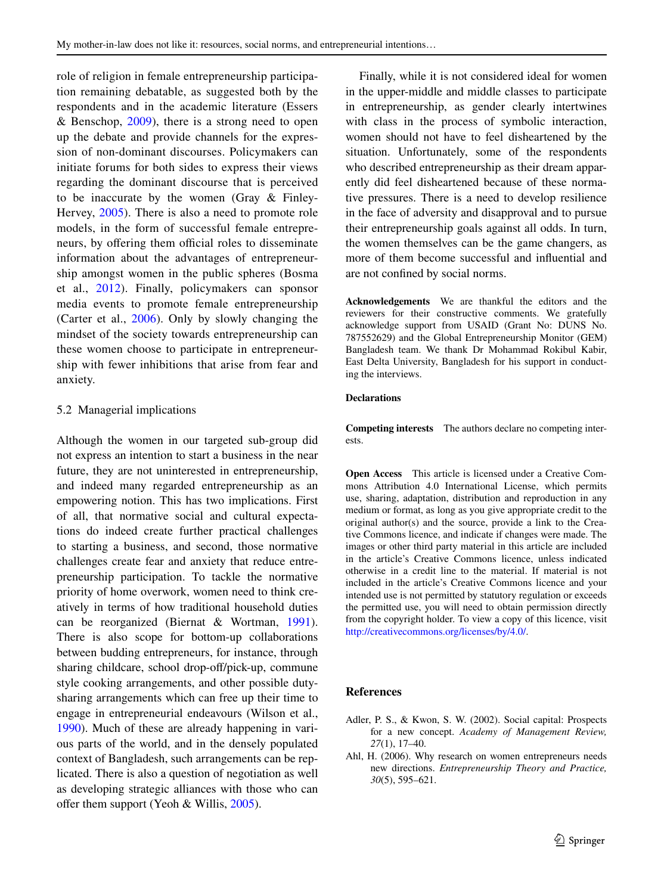role of religion in female entrepreneurship participation remaining debatable, as suggested both by the respondents and in the academic literature (Essers & Benschop, 2009), there is a strong need to open up the debate and provide channels for the expression of non-dominant discourses. Policymakers can initiate forums for both sides to express their views regarding the dominant discourse that is perceived to be inaccurate by the women (Gray & Finley-Hervey, 2005). There is also a need to promote role models, in the form of successful female entrepreneurs, by offering them official roles to disseminate information about the advantages of entrepreneurship amongst women in the public spheres (Bosma et al., 2012). Finally, policymakers can sponsor media events to promote female entrepreneurship (Carter et al., 2006). Only by slowly changing the mindset of the society towards entrepreneurship can these women choose to participate in entrepreneurship with fewer inhibitions that arise from fear and anxiety.

### 5.2 Managerial implications

Although the women in our targeted sub-group did not express an intention to start a business in the near future, they are not uninterested in entrepreneurship, and indeed many regarded entrepreneurship as an empowering notion. This has two implications. First of all, that normative social and cultural expectations do indeed create further practical challenges to starting a business, and second, those normative challenges create fear and anxiety that reduce entrepreneurship participation. To tackle the normative priority of home overwork, women need to think creatively in terms of how traditional household duties can be reorganized (Biernat & Wortman, 1991). There is also scope for bottom-up collaborations between budding entrepreneurs, for instance, through sharing childcare, school drop-off/pick-up, commune style cooking arrangements, and other possible duty-sharing arrangements which can free up their time to engage in entrepreneurial endeavours (Wilson et al., 1990). Much of these are already happening in various parts of the world, and in the densely populated context of Bangladesh, such arrangements can be replicated. There is also a question of negotiation as well as developing strategic alliances with those who can offer them support (Yeoh & Willis, 2005).

Finally, while it is not considered ideal for women in the upper-middle and middle classes to participate in entrepreneurship, as gender clearly intertwines with class in the process of symbolic interaction, women should not have to feel disheartened by the situation. Unfortunately, some of the respondents who described entrepreneurship as their dream apparently did feel disheartened because of these normative pressures. There is a need to develop resilience in the face of adversity and disapproval and to pursue their entrepreneurship goals against all odds. In turn, the women themselves can be the game changers, as more of them become successful and influential and are not confined by social norms.

**Acknowledgements** We are thankful the editors and the reviewers for their constructive comments. We gratefully acknowledge support from USAID (Grant No: DUNS No. 787552629) and the Global Entrepreneurship Monitor (GEM) Bangladesh team. We thank Dr Mohammad Rokibul Kabir, East Delta University, Bangladesh for his support in conducting the interviews.

**Declarations**

**Competing interests** The authors declare no competing interests.

**Open Access** This article is licensed under a Creative Commons Attribution 4.0 International License, which permits use, sharing, adaptation, distribution and reproduction in any medium or format, as long as you give appropriate credit to the original author(s) and the source, provide a link to the Creative Commons licence, and indicate if changes were made. The images or other third party material in this article are included in the article's Creative Commons licence, unless indicated otherwise in a credit line to the material. If material is not included in the article's Creative Commons licence and your intended use is not permitted by statutory regulation or exceeds the permitted use, you will need to obtain permission directly from the copyright holder. To view a copy of this licence, visit http://creativecommons.org/licenses/by/4.0/.

## References

Adler, P. S., & Kwon, S. W. (2002). Social capital: Prospects for a new concept. *Academy of Management Review, 27*(1), 17–40.

Ahl, H. (2006). Why research on women entrepreneurs needs new directions. *Entrepreneurship Theory and Practice, 30*(5), 595–621.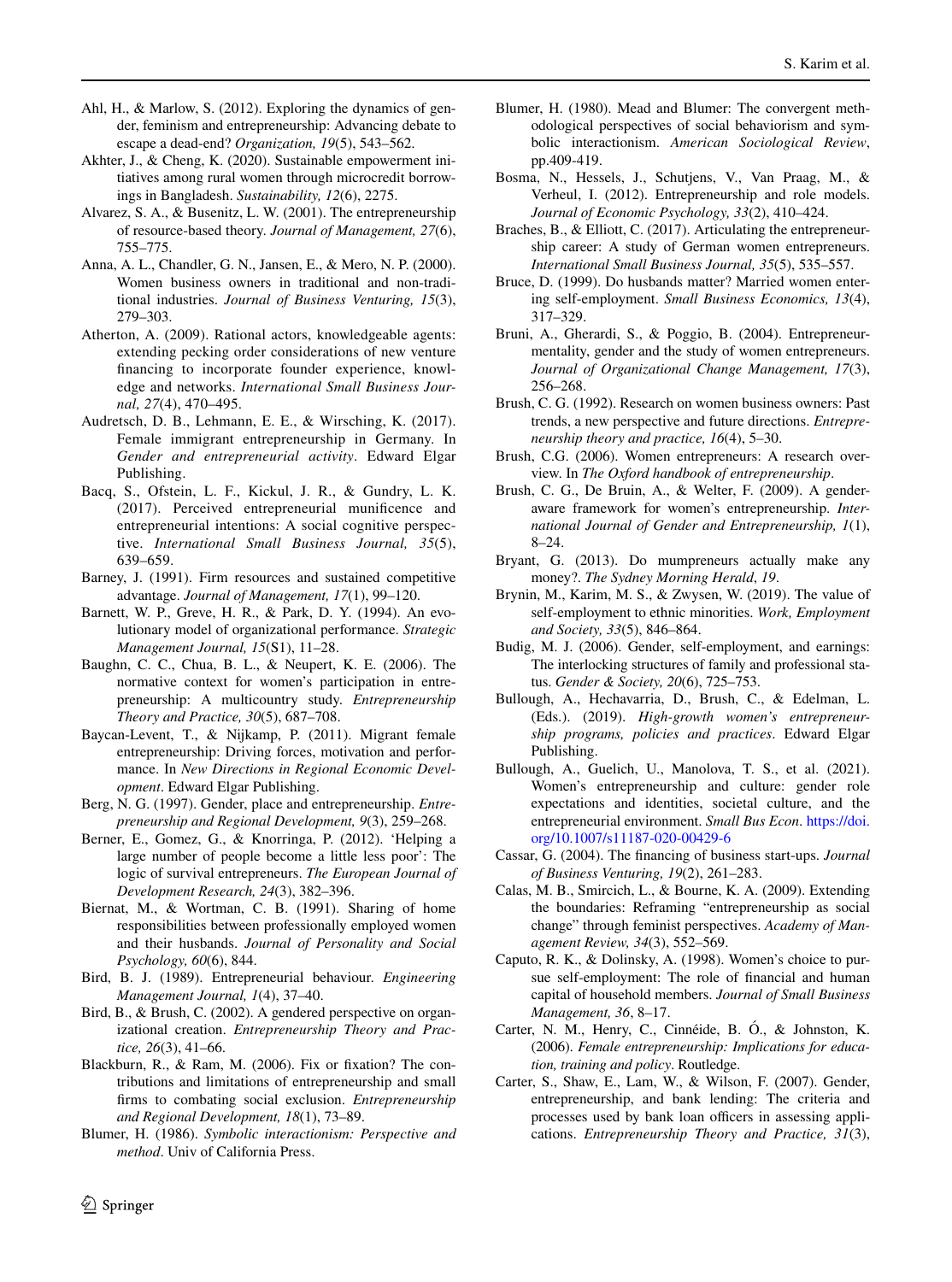Ahl, H., & Marlow, S. (2012). Exploring the dynamics of gender, feminism and entrepreneurship: Advancing debate to escape a dead-end? *Organization, 19*(5), 543–562.

Akhter, J., & Cheng, K. (2020). Sustainable empowerment initiatives among rural women through microcredit borrowings in Bangladesh. *Sustainability, 12*(6), 2275.

Alvarez, S. A., & Busenitz, L. W. (2001). The entrepreneurship of resource-based theory. *Journal of Management, 27*(6), 755–775.

Anna, A. L., Chandler, G. N., Jansen, E., & Mero, N. P. (2000). Women business owners in traditional and non-traditional industries. *Journal of Business Venturing, 15*(3), 279–303.

Atherton, A. (2009). Rational actors, knowledgeable agents: extending pecking order considerations of new venture financing to incorporate founder experience, knowledge and networks. *International Small Business Journal, 27*(4), 470–495.

Audretsch, D. B., Lehmann, E. E., & Wirsching, K. (2017). Female immigrant entrepreneurship in Germany. In *Gender and entrepreneurial activity*. Edward Elgar Publishing.

Bacq, S., Ofstein, L. F., Kickul, J. R., & Gundry, L. K. (2017). Perceived entrepreneurial munificence and entrepreneurial intentions: A social cognitive perspective. *International Small Business Journal, 35*(5), 639–659.

Barney, J. (1991). Firm resources and sustained competitive advantage. *Journal of Management, 17*(1), 99–120.

Barnett, W. P., Greve, H. R., & Park, D. Y. (1994). An evolutionary model of organizational performance. *Strategic Management Journal, 15*(S1), 11–28.

Baughn, C. C., Chua, B. L., & Neupert, K. E. (2006). The normative context for women's participation in entrepreneurship: A multicountry study. *Entrepreneurship Theory and Practice, 30*(5), 687–708.

Baycan-Levent, T., & Nijkamp, P. (2011). Migrant female entrepreneurship: Driving forces, motivation and performance. In *New Directions in Regional Economic Development*. Edward Elgar Publishing.

Berg, N. G. (1997). Gender, place and entrepreneurship. *Entrepreneurship and Regional Development, 9*(3), 259–268.

Berner, E., Gomez, G., & Knorringa, P. (2012). 'Helping a large number of people become a little less poor': The logic of survival entrepreneurs. *The European Journal of Development Research, 24*(3), 382–396.

Biernat, M., & Wortman, C. B. (1991). Sharing of home responsibilities between professionally employed women and their husbands. *Journal of Personality and Social Psychology, 60*(6), 844.

Bird, B. J. (1989). Entrepreneurial behaviour. *Engineering Management Journal, 1*(4), 37–40.

Bird, B., & Brush, C. (2002). A gendered perspective on organizational creation. *Entrepreneurship Theory and Practice, 26*(3), 41–66.

Blackburn, R., & Ram, M. (2006). Fix or fixation? The contributions and limitations of entrepreneurship and small firms to combating social exclusion. *Entrepreneurship and Regional Development, 18*(1), 73–89.

Blumer, H. (1986). *Symbolic interactionism: Perspective and method*. Univ of California Press.

Blumer, H. (1980). Mead and Blumer: The convergent methodological perspectives of social behaviorism and symbolic interactionism. *American Sociological Review*, pp.409-419.

Bosma, N., Hessels, J., Schutjens, V., Van Praag, M., & Verheul, I. (2012). Entrepreneurship and role models. *Journal of Economic Psychology, 33*(2), 410–424.

Braches, B., & Elliott, C. (2017). Articulating the entrepreneurship career: A study of German women entrepreneurs. *International Small Business Journal, 35*(5), 535–557.

Bruce, D. (1999). Do husbands matter? Married women entering self-employment. *Small Business Economics, 13*(4), 317–329.

Bruni, A., Gherardi, S., & Poggio, B. (2004). Entrepreneur-mentality, gender and the study of women entrepreneurs. *Journal of Organizational Change Management, 17*(3), 256–268.

Brush, C. G. (1992). Research on women business owners: Past trends, a new perspective and future directions. *Entrepreneurship theory and practice, 16*(4), 5–30.

Brush, C.G. (2006). Women entrepreneurs: A research overview. In *The Oxford handbook of entrepreneurship*.

Brush, C. G., De Bruin, A., & Welter, F. (2009). A gender-aware framework for women's entrepreneurship. *International Journal of Gender and Entrepreneurship, 1*(1), 8–24.

Bryant, G. (2013). Do mumpreneurs actually make any money?. *The Sydney Morning Herald, 19*.

Brynin, M., Karim, M. S., & Zwysen, W. (2019). The value of self-employment to ethnic minorities. *Work, Employment and Society, 33*(5), 846–864.

Budig, M. J. (2006). Gender, self-employment, and earnings: The interlocking structures of family and professional status. *Gender & Society, 20*(6), 725–753.

Bullough, A., Hechavarria, D., Brush, C., & Edelman, L. (Eds.). (2019). *High-growth women's entrepreneurship programs, policies and practices*. Edward Elgar Publishing.

Bullough, A., Guelich, U., Manolova, T. S., et al. (2021). Women's entrepreneurship and culture: gender role expectations and identities, societal culture, and the entrepreneurial environment. *Small Bus Econ*. https://doi.org/10.1007/s11187-020-00429-6

Cassar, G. (2004). The financing of business start-ups. *Journal of Business Venturing, 19*(2), 261–283.

Calas, M. B., Smircich, L., & Bourne, K. A. (2009). Extending the boundaries: Reframing "entrepreneurship as social change" through feminist perspectives. *Academy of Management Review, 34*(3), 552–569.

Caputo, R. K., & Dolinsky, A. (1998). Women's choice to pursue self-employment: The role of financial and human capital of household members. *Journal of Small Business Management, 36*, 8–17.

Carter, N. M., Henry, C., Cinnéide, B. Ó., & Johnston, K. (2006). *Female entrepreneurship: Implications for education, training and policy*. Routledge.

Carter, S., Shaw, E., Lam, W., & Wilson, F. (2007). Gender, entrepreneurship, and bank lending: The criteria and processes used by bank loan officers in assessing applications. *Entrepreneurship Theory and Practice, 31*(3),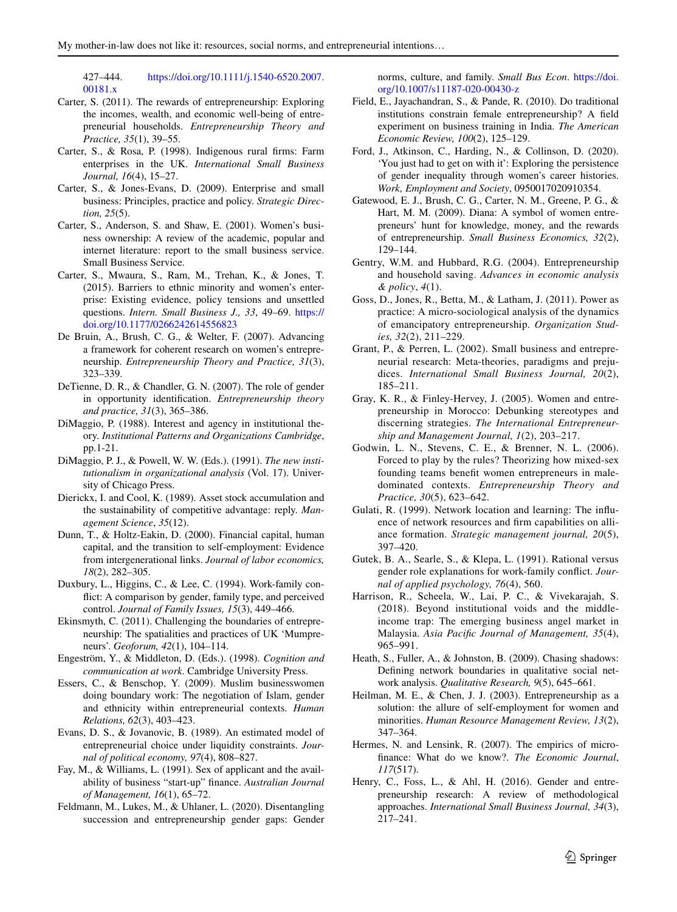427–444. https://doi.org/10.1111/j.1540-6520.2007.00181.x

Carter, S. (2011). The rewards of entrepreneurship: Exploring the incomes, wealth, and economic well-being of entrepreneurial households. *Entrepreneurship Theory and Practice, 35*(1), 39–55.

Carter, S., & Rosa, P. (1998). Indigenous rural firms: Farm enterprises in the UK. *International Small Business Journal, 16*(4), 15–27.

Carter, S., & Jones-Evans, D. (2009). Enterprise and small business: Principles, practice and policy. *Strategic Direction, 25*(5).

Carter, S., Anderson, S. and Shaw, E. (2001). Women's business ownership: A review of the academic, popular and internet literature: report to the small business service. Small Business Service.

Carter, S., Mwaura, S., Ram, M., Trehan, K., & Jones, T. (2015). Barriers to ethnic minority and women's enterprise: Existing evidence, policy tensions and unsettled questions. *Intern. Small Business J., 33*, 49–69. https://doi.org/10.1177/0266242614556823

De Bruin, A., Brush, C. G., & Welter, F. (2007). Advancing a framework for coherent research on women's entrepreneurship. *Entrepreneurship Theory and Practice, 31*(3), 323–339.

DeTienne, D. R., & Chandler, G. N. (2007). The role of gender in opportunity identification. *Entrepreneurship theory and practice, 31*(3), 365–386.

DiMaggio, P. (1988). Interest and agency in institutional theory. *Institutional Patterns and Organizations Cambridge*, pp.1-21.

DiMaggio, P. J., & Powell, W. W. (Eds.). (1991). *The new institutionalism in organizational analysis* (Vol. 17). University of Chicago Press.

Dierickx, I. and Cool, K. (1989). Asset stock accumulation and the sustainability of competitive advantage: reply. *Management Science*, *35*(12).

Dunn, T., & Holtz-Eakin, D. (2000). Financial capital, human capital, and the transition to self-employment: Evidence from intergenerational links. *Journal of labor economics, 18*(2), 282–305.

Duxbury, L., Higgins, C., & Lee, C. (1994). Work-family conflict: A comparison by gender, family type, and perceived control. *Journal of Family Issues, 15*(3), 449–466.

Ekinsmyth, C. (2011). Challenging the boundaries of entrepreneurship: The spatialities and practices of UK 'Mumpreneurs'. *Geoforum, 42*(1), 104–114.

Engeström, Y., & Middleton, D. (Eds.). (1998). *Cognition and communication at work*. Cambridge University Press.

Essers, C., & Benschop, Y. (2009). Muslim businesswomen doing boundary work: The negotiation of Islam, gender and ethnicity within entrepreneurial contexts. *Human Relations, 62*(3), 403–423.

Evans, D. S., & Jovanovic, B. (1989). An estimated model of entrepreneurial choice under liquidity constraints. *Journal of political economy, 97*(4), 808–827.

Fay, M., & Williams, L. (1991). Sex of applicant and the availability of business "start-up" finance. *Australian Journal of Management, 16*(1), 65–72.

Feldmann, M., Lukes, M., & Uhlaner, L. (2020). Disentangling succession and entrepreneurship gender gaps: Gender norms, culture, and family. *Small Bus Econ*. https://doi.org/10.1007/s11187-020-00430-z

Field, E., Jayachandran, S., & Pande, R. (2010). Do traditional institutions constrain female entrepreneurship? A field experiment on business training in India. *The American Economic Review, 100*(2), 125–129.

Ford, J., Atkinson, C., Harding, N., & Collinson, D. (2020). 'You just had to get on with it': Exploring the persistence of gender inequality through women's career histories. *Work, Employment and Society*, 0950017020910354.

Gatewood, E. J., Brush, C. G., Carter, N. M., Greene, P. G., & Hart, M. M. (2009). Diana: A symbol of women entrepreneurs' hunt for knowledge, money, and the rewards of entrepreneurship. *Small Business Economics, 32*(2), 129–144.

Gentry, W.M. and Hubbard, R.G. (2004). Entrepreneurship and household saving. *Advances in economic analysis & policy*, *4*(1).

Goss, D., Jones, R., Betta, M., & Latham, J. (2011). Power as practice: A micro-sociological analysis of the dynamics of emancipatory entrepreneurship. *Organization Studies, 32*(2), 211–229.

Grant, P., & Perren, L. (2002). Small business and entrepreneurial research: Meta-theories, paradigms and prejudices. *International Small Business Journal, 20*(2), 185–211.

Gray, K. R., & Finley-Hervey, J. (2005). Women and entrepreneurship in Morocco: Debunking stereotypes and discerning strategies. *The International Entrepreneurship and Management Journal, 1*(2), 203–217.

Godwin, L. N., Stevens, C. E., & Brenner, N. L. (2006). Forced to play by the rules? Theorizing how mixed-sex founding teams benefit women entrepreneurs in male-dominated contexts. *Entrepreneurship Theory and Practice, 30*(5), 623–642.

Gulati, R. (1999). Network location and learning: The influence of network resources and firm capabilities on alliance formation. *Strategic management journal, 20*(5), 397–420.

Gutek, B. A., Searle, S., & Klepa, L. (1991). Rational versus gender role explanations for work-family conflict. *Journal of applied psychology, 76*(4), 560.

Harrison, R., Scheela, W., Lai, P. C., & Vivekarajah, S. (2018). Beyond institutional voids and the middle-income trap: The emerging business angel market in Malaysia. *Asia Pacific Journal of Management, 35*(4), 965–991.

Heath, S., Fuller, A., & Johnston, B. (2009). Chasing shadows: Defining network boundaries in qualitative social network analysis. *Qualitative Research, 9*(5), 645–661.

Heilman, M. E., & Chen, J. J. (2003). Entrepreneurship as a solution: the allure of self-employment for women and minorities. *Human Resource Management Review, 13*(2), 347–364.

Hermes, N. and Lensink, R. (2007). The empirics of microfinance: What do we know?. *The Economic Journal*, *117*(517).

Henry, C., Foss, L., & Ahl, H. (2016). Gender and entrepreneurship research: A review of methodological approaches. *International Small Business Journal, 34*(3), 217–241.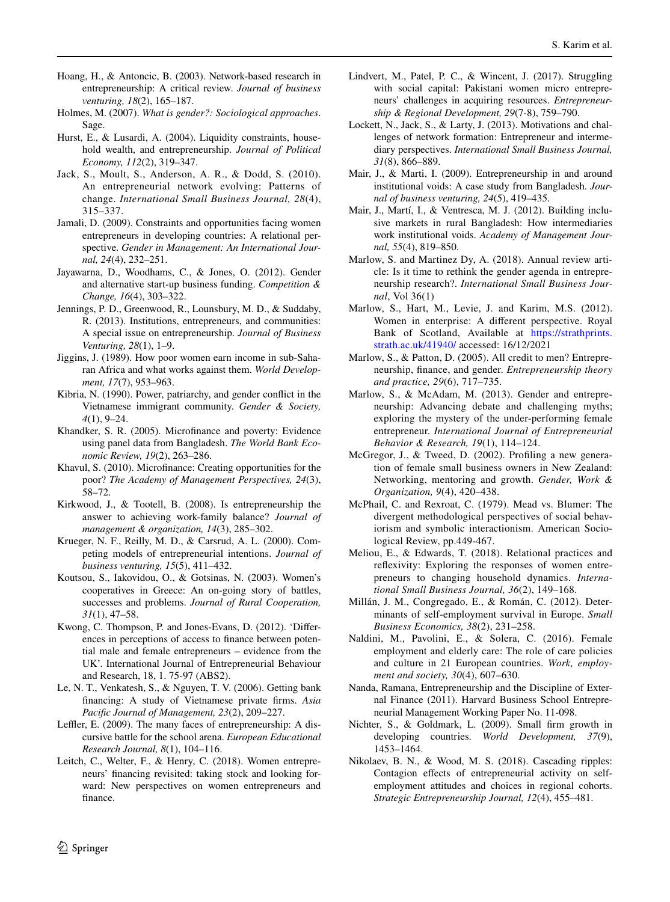Hoang, H., & Antoncic, B. (2003). Network-based research in entrepreneurship: A critical review. *Journal of business venturing, 18*(2), 165–187.

Holmes, M. (2007). *What is gender?: Sociological approaches*. Sage.

Hurst, E., & Lusardi, A. (2004). Liquidity constraints, household wealth, and entrepreneurship. *Journal of Political Economy, 112*(2), 319–347.

Jack, S., Moult, S., Anderson, A. R., & Dodd, S. (2010). An entrepreneurial network evolving: Patterns of change. *International Small Business Journal, 28*(4), 315–337.

Jamali, D. (2009). Constraints and opportunities facing women entrepreneurs in developing countries: A relational perspective. *Gender in Management: An International Journal, 24*(4), 232–251.

Jayawarna, D., Woodhams, C., & Jones, O. (2012). Gender and alternative start-up business funding. *Competition & Change, 16*(4), 303–322.

Jennings, P. D., Greenwood, R., Lounsbury, M. D., & Suddaby, R. (2013). Institutions, entrepreneurs, and communities: A special issue on entrepreneurship. *Journal of Business Venturing, 28*(1), 1–9.

Jiggins, J. (1989). How poor women earn income in sub-Saharan Africa and what works against them. *World Development, 17*(7), 953–963.

Kibria, N. (1990). Power, patriarchy, and gender conflict in the Vietnamese immigrant community. *Gender & Society, 4*(1), 9–24.

Khandker, S. R. (2005). Microfinance and poverty: Evidence using panel data from Bangladesh. *The World Bank Economic Review, 19*(2), 263–286.

Khavul, S. (2010). Microfinance: Creating opportunities for the poor? *The Academy of Management Perspectives, 24*(3), 58–72.

Kirkwood, J., & Tootell, B. (2008). Is entrepreneurship the answer to achieving work-family balance? *Journal of management & organization, 14*(3), 285–302.

Krueger, N. F., Reilly, M. D., & Carsrud, A. L. (2000). Competing models of entrepreneurial intentions. *Journal of business venturing, 15*(5), 411–432.

Koutsou, S., Iakovidou, O., & Gotsinas, N. (2003). Women's cooperatives in Greece: An on-going story of battles, successes and problems. *Journal of Rural Cooperation, 31*(1), 47–58.

Kwong, C. Thompson, P. and Jones-Evans, D. (2012). 'Differences in perceptions of access to finance between potential male and female entrepreneurs – evidence from the UK'. International Journal of Entrepreneurial Behaviour and Research, 18, 1. 75-97 (ABS2).

Le, N. T., Venkatesh, S., & Nguyen, T. V. (2006). Getting bank financing: A study of Vietnamese private firms. *Asia Pacific Journal of Management, 23*(2), 209–227.

Leffler, E. (2009). The many faces of entrepreneurship: A discursive battle for the school arena. *European Educational Research Journal, 8*(1), 104–116.

Leitch, C., Welter, F., & Henry, C. (2018). Women entrepreneurs' financing revisited: taking stock and looking forward: New perspectives on women entrepreneurs and finance.

Lindvert, M., Patel, P. C., & Wincent, J. (2017). Struggling with social capital: Pakistani women micro entrepreneurs' challenges in acquiring resources. *Entrepreneurship & Regional Development, 29*(7-8), 759–790.

Lockett, N., Jack, S., & Larty, J. (2013). Motivations and challenges of network formation: Entrepreneur and intermediary perspectives. *International Small Business Journal, 31*(8), 866–889.

Mair, J., & Marti, I. (2009). Entrepreneurship in and around institutional voids: A case study from Bangladesh. *Journal of business venturing, 24*(5), 419–435.

Mair, J., Martí, I., & Ventresca, M. J. (2012). Building inclusive markets in rural Bangladesh: How intermediaries work institutional voids. *Academy of Management Journal, 55*(4), 819–850.

Marlow, S. and Martinez Dy, A. (2018). Annual review article: Is it time to rethink the gender agenda in entrepreneurship research?. *International Small Business Journal*, Vol 36(1)

Marlow, S., Hart, M., Levie, J. and Karim, M.S. (2012). Women in enterprise: A different perspective. Royal Bank of Scotland, Available at https://strathprints.strath.ac.uk/41940/ accessed: 16/12/2021

Marlow, S., & Patton, D. (2005). All credit to men? Entrepreneurship, finance, and gender. *Entrepreneurship theory and practice, 29*(6), 717–735.

Marlow, S., & McAdam, M. (2013). Gender and entrepreneurship: Advancing debate and challenging myths; exploring the mystery of the under-performing female entrepreneur. *International Journal of Entrepreneurial Behavior & Research, 19*(1), 114–124.

McGregor, J., & Tweed, D. (2002). Profiling a new generation of female small business owners in New Zealand: Networking, mentoring and growth. *Gender, Work & Organization, 9*(4), 420–438.

McPhail, C. and Rexroat, C. (1979). Mead vs. Blumer: The divergent methodological perspectives of social behaviorism and symbolic interactionism. American Sociological Review, pp.449-467.

Meliou, E., & Edwards, T. (2018). Relational practices and reflexivity: Exploring the responses of women entrepreneurs to changing household dynamics. *International Small Business Journal, 36*(2), 149–168.

Millán, J. M., Congregado, E., & Román, C. (2012). Determinants of self-employment survival in Europe. *Small Business Economics, 38*(2), 231–258.

Naldini, M., Pavolini, E., & Solera, C. (2016). Female employment and elderly care: The role of care policies and culture in 21 European countries. *Work, employment and society, 30*(4), 607–630.

Nanda, Ramana, Entrepreneurship and the Discipline of External Finance (2011). Harvard Business School Entrepreneurial Management Working Paper No. 11-098.

Nichter, S., & Goldmark, L. (2009). Small firm growth in developing countries. *World Development, 37*(9), 1453–1464.

Nikolaev, B. N., & Wood, M. S. (2018). Cascading ripples: Contagion effects of entrepreneurial activity on self-employment attitudes and choices in regional cohorts. *Strategic Entrepreneurship Journal, 12*(4), 455–481.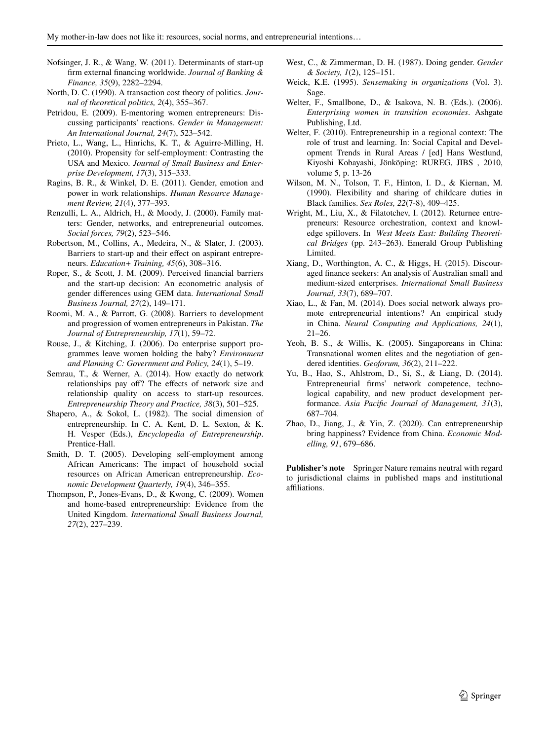Nofsinger, J. R., & Wang, W. (2011). Determinants of start-up firm external financing worldwide. *Journal of Banking & Finance, 35*(9), 2282–2294.

North, D. C. (1990). A transaction cost theory of politics. *Journal of theoretical politics, 2*(4), 355–367.

Petridou, E. (2009). E-mentoring women entrepreneurs: Discussing participants' reactions. *Gender in Management: An International Journal, 24*(7), 523–542.

Prieto, L., Wang, L., Hinrichs, K. T., & Aguirre-Milling, H. (2010). Propensity for self-employment: Contrasting the USA and Mexico. *Journal of Small Business and Enterprise Development, 17*(3), 315–333.

Ragins, B. R., & Winkel, D. E. (2011). Gender, emotion and power in work relationships. *Human Resource Management Review, 21*(4), 377–393.

Renzulli, L. A., Aldrich, H., & Moody, J. (2000). Family matters: Gender, networks, and entrepreneurial outcomes. *Social forces, 79*(2), 523–546.

Robertson, M., Collins, A., Medeira, N., & Slater, J. (2003). Barriers to start-up and their effect on aspirant entrepreneurs. *Education+ Training, 45*(6), 308–316.

Roper, S., & Scott, J. M. (2009). Perceived financial barriers and the start-up decision: An econometric analysis of gender differences using GEM data. *International Small Business Journal, 27*(2), 149–171.

Roomi, M. A., & Parrott, G. (2008). Barriers to development and progression of women entrepreneurs in Pakistan. *The Journal of Entrepreneurship, 17*(1), 59–72.

Rouse, J., & Kitching, J. (2006). Do enterprise support programmes leave women holding the baby? *Environment and Planning C: Government and Policy, 24*(1), 5–19.

Semrau, T., & Werner, A. (2014). How exactly do network relationships pay off? The effects of network size and relationship quality on access to start-up resources. *Entrepreneurship Theory and Practice, 38*(3), 501–525.

Shapero, A., & Sokol, L. (1982). The social dimension of entrepreneurship. In C. A. Kent, D. L. Sexton, & K. H. Vesper (Eds.), *Encyclopedia of Entrepreneurship*. Prentice-Hall.

Smith, D. T. (2005). Developing self-employment among African Americans: The impact of household social resources on African American entrepreneurship. *Economic Development Quarterly, 19*(4), 346–355.

Thompson, P., Jones-Evans, D., & Kwong, C. (2009). Women and home-based entrepreneurship: Evidence from the United Kingdom. *International Small Business Journal, 27*(2), 227–239.

West, C., & Zimmerman, D. H. (1987). Doing gender. *Gender & Society, 1*(2), 125–151.

Weick, K.E. (1995). *Sensemaking in organizations* (Vol. 3). Sage.

Welter, F., Smallbone, D., & Isakova, N. B. (Eds.). (2006). *Enterprising women in transition economies*. Ashgate Publishing, Ltd.

Welter, F. (2010). Entrepreneurship in a regional context: The role of trust and learning. In: Social Capital and Development Trends in Rural Areas / [ed] Hans Westlund, Kiyoshi Kobayashi, Jönköping: RUREG, JIBS , 2010, volume 5, p. 13-26

Wilson, M. N., Tolson, T. F., Hinton, I. D., & Kiernan, M. (1990). Flexibility and sharing of childcare duties in Black families. *Sex Roles, 22*(7-8), 409–425.

Wright, M., Liu, X., & Filatotchev, I. (2012). Returnee entrepreneurs: Resource orchestration, context and knowledge spillovers. In *West Meets East: Building Theoretical Bridges* (pp. 243–263). Emerald Group Publishing Limited.

Xiang, D., Worthington, A. C., & Higgs, H. (2015). Discouraged finance seekers: An analysis of Australian small and medium-sized enterprises. *International Small Business Journal, 33*(7), 689–707.

Xiao, L., & Fan, M. (2014). Does social network always promote entrepreneurial intentions? An empirical study in China. *Neural Computing and Applications, 24*(1), 21–26.

Yeoh, B. S., & Willis, K. (2005). Singaporeans in China: Transnational women elites and the negotiation of gendered identities. *Geoforum, 36*(2), 211–222.

Yu, B., Hao, S., Ahlstrom, D., Si, S., & Liang, D. (2014). Entrepreneurial firms' network competence, technological capability, and new product development performance. *Asia Pacific Journal of Management, 31*(3), 687–704.

Zhao, D., Jiang, J., & Yin, Z. (2020). Can entrepreneurship bring happiness? Evidence from China. *Economic Modelling, 91*, 679–686.

**Publisher's note** Springer Nature remains neutral with regard to jurisdictional claims in published maps and institutional affiliations.